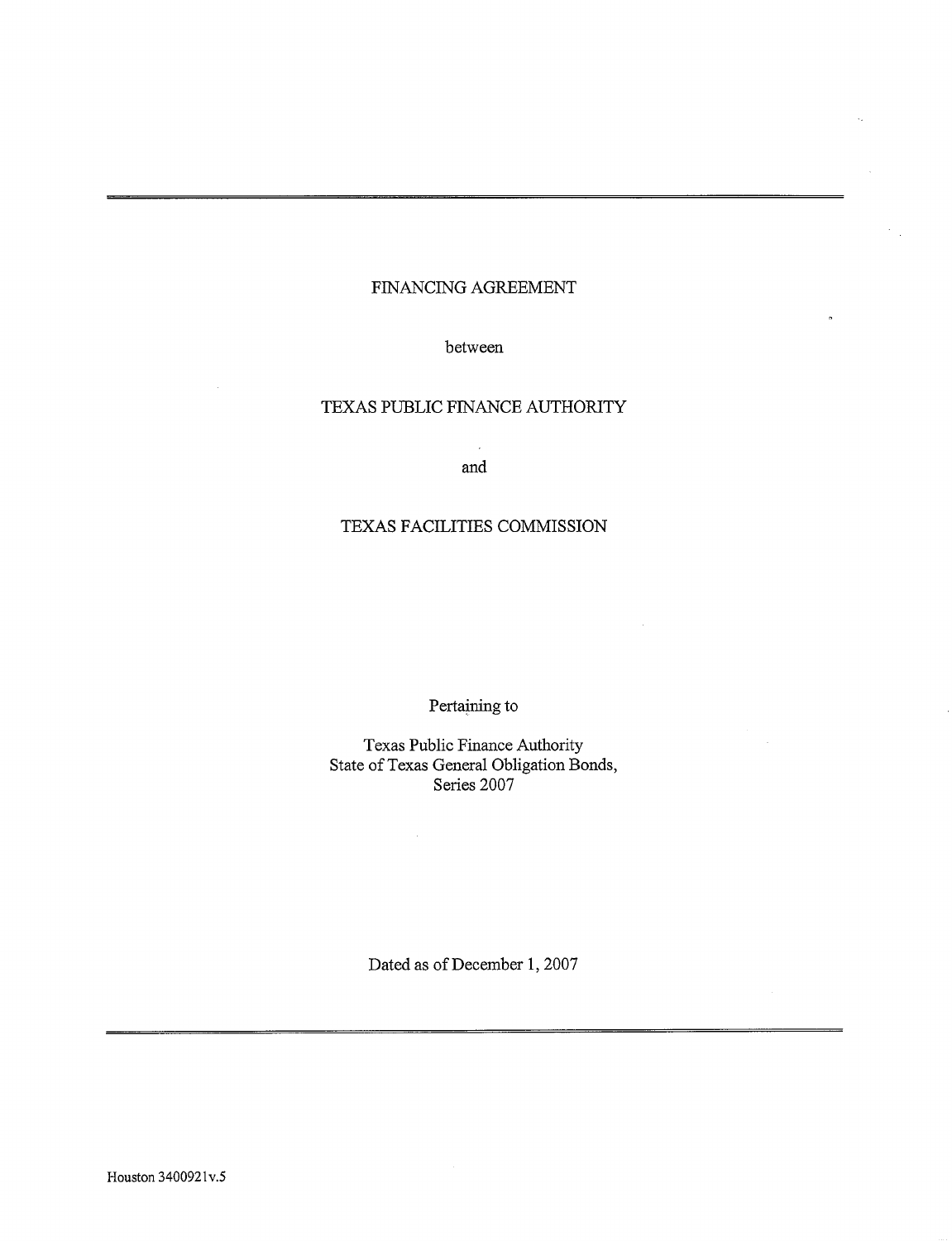---

# FINANCING AGREEMENT

between

TEXAS PUBLIC FINANCE AUTHORITY

and

TEXAS FACILITIES COMMISSION

Pertaining to

Texas Public Finance Authority
State of Texas General Obligation Bonds,
Series 2007

Dated as of December 1, 2007

---

Houston 3400921v.5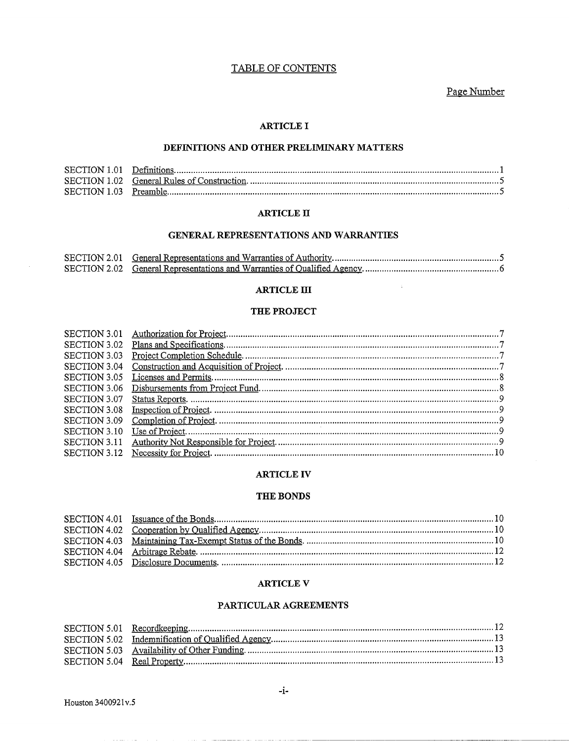# TABLE OF CONTENTS

Page Number

## ARTICLE I

## DEFINITIONS AND OTHER PRELIMINARY MATTERS

| | | |
|---|---|---|
| SECTION 1.01 | Definitions | 1 |
| SECTION 1.02 | General Rules of Construction. | 5 |
| SECTION 1.03 | Preamble | 5 |

## ARTICLE II

## GENERAL REPRESENTATIONS AND WARRANTIES

| | | |
|---|---|---|
| SECTION 2.01 | General Representations and Warranties of Authority | 5 |
| SECTION 2.02 | General Representations and Warranties of Qualified Agency. | 6 |

## ARTICLE III

## THE PROJECT

| | | |
|---|---|---|
| SECTION 3.01 | Authorization for Project | 7 |
| SECTION 3.02 | Plans and Specifications | 7 |
| SECTION 3.03 | Project Completion Schedule. | 7 |
| SECTION 3.04 | Construction and Acquisition of Project. | 7 |
| SECTION 3.05 | Licenses and Permits | 8 |
| SECTION 3.06 | Disbursements from Project Fund | 8 |
| SECTION 3.07 | Status Reports. | 9 |
| SECTION 3.08 | Inspection of Project. | 9 |
| SECTION 3.09 | Completion of Project. | 9 |
| SECTION 3.10 | Use of Project | 9 |
| SECTION 3.11 | Authority Not Responsible for Project | 9 |
| SECTION 3.12 | Necessity for Project. | 10 |

## ARTICLE IV

## THE BONDS

| | | |
|---|---|---|
| SECTION 4.01 | Issuance of the Bonds | 10 |
| SECTION 4.02 | Cooperation by Qualified Agency | 10 |
| SECTION 4.03 | Maintaining Tax-Exempt Status of the Bonds. | 10 |
| SECTION 4.04 | Arbitrage Rebate. | 12 |
| SECTION 4.05 | Disclosure Documents. | 12 |

## ARTICLE V

## PARTICULAR AGREEMENTS

| | | |
|---|---|---|
| SECTION 5.01 | Recordkeeping | 12 |
| SECTION 5.02 | Indemnification of Qualified Agency | 13 |
| SECTION 5.03 | Availability of Other Funding. | 13 |
| SECTION 5.04 | Real Property | 13 |

Houston 3400921v.5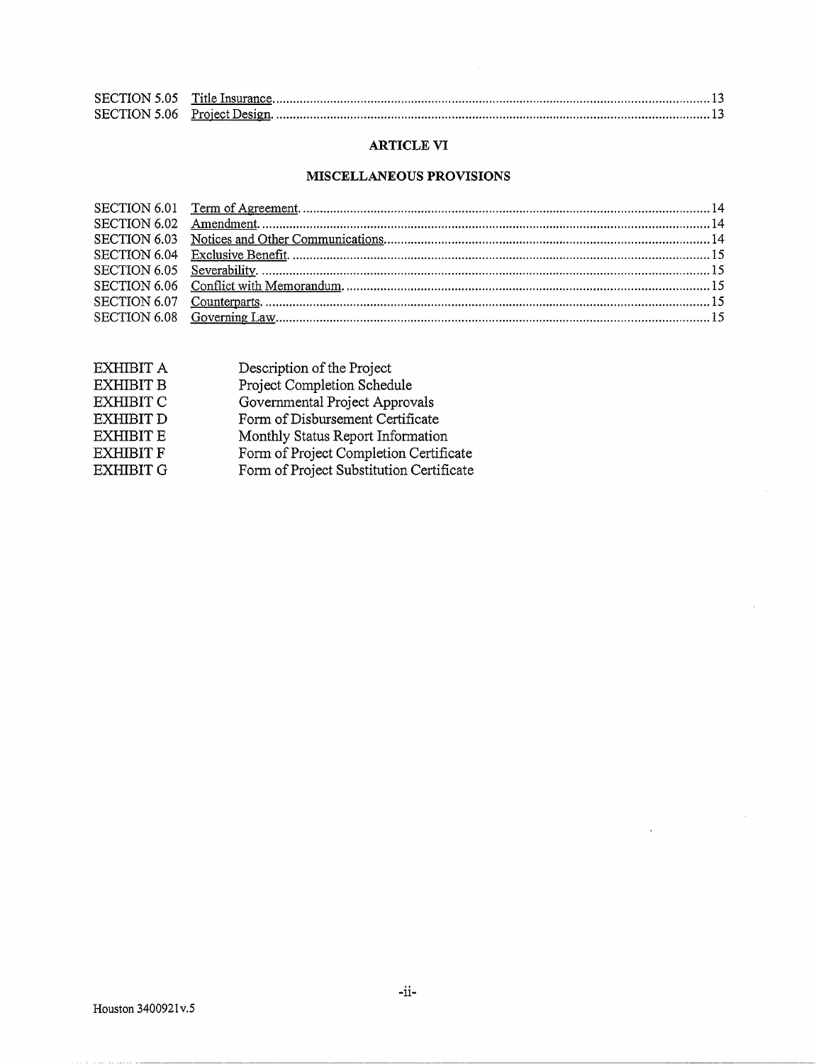| | | |
|---|---|---|
| SECTION 5.05 | Title Insurance | 13 |
| SECTION 5.06 | Project Design | 13 |

## ARTICLE VI

## MISCELLANEOUS PROVISIONS

| | | |
|---|---|---|
| SECTION 6.01 | Term of Agreement | 14 |
| SECTION 6.02 | Amendment | 14 |
| SECTION 6.03 | Notices and Other Communications | 14 |
| SECTION 6.04 | Exclusive Benefit | 15 |
| SECTION 6.05 | Severability | 15 |
| SECTION 6.06 | Conflict with Memorandum | 15 |
| SECTION 6.07 | Counterparts | 15 |
| SECTION 6.08 | Governing Law | 15 |

| | |
|---|---|
| EXHIBIT A | Description of the Project |
| EXHIBIT B | Project Completion Schedule |
| EXHIBIT C | Governmental Project Approvals |
| EXHIBIT D | Form of Disbursement Certificate |
| EXHIBIT E | Monthly Status Report Information |
| EXHIBIT F | Form of Project Completion Certificate |
| EXHIBIT G | Form of Project Substitution Certificate |

Houston 3400921v.5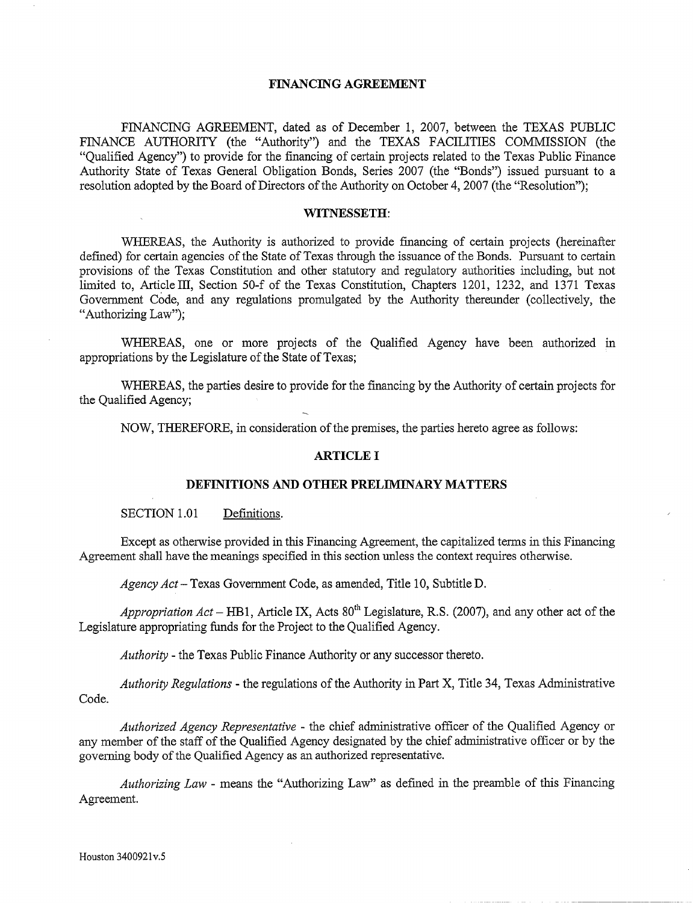# FINANCING AGREEMENT

FINANCING AGREEMENT, dated as of December 1, 2007, between the TEXAS PUBLIC FINANCE AUTHORITY (the "Authority") and the TEXAS FACILITIES COMMISSION (the "Qualified Agency") to provide for the financing of certain projects related to the Texas Public Finance Authority State of Texas General Obligation Bonds, Series 2007 (the "Bonds") issued pursuant to a resolution adopted by the Board of Directors of the Authority on October 4, 2007 (the "Resolution");

## WITNESSETH:

WHEREAS, the Authority is authorized to provide financing of certain projects (hereinafter defined) for certain agencies of the State of Texas through the issuance of the Bonds. Pursuant to certain provisions of the Texas Constitution and other statutory and regulatory authorities including, but not limited to, Article III, Section 50-f of the Texas Constitution, Chapters 1201, 1232, and 1371 Texas Government Code, and any regulations promulgated by the Authority thereunder (collectively, the "Authorizing Law");

WHEREAS, one or more projects of the Qualified Agency have been authorized in appropriations by the Legislature of the State of Texas;

WHEREAS, the parties desire to provide for the financing by the Authority of certain projects for the Qualified Agency;

NOW, THEREFORE, in consideration of the premises, the parties hereto agree as follows:

## ARTICLE I

## DEFINITIONS AND OTHER PRELIMINARY MATTERS

SECTION 1.01 Definitions.

Except as otherwise provided in this Financing Agreement, the capitalized terms in this Financing Agreement shall have the meanings specified in this section unless the context requires otherwise.

*Agency Act* – Texas Government Code, as amended, Title 10, Subtitle D.

*Appropriation Act* – HB1, Article IX, Acts 80th Legislature, R.S. (2007), and any other act of the Legislature appropriating funds for the Project to the Qualified Agency.

*Authority* - the Texas Public Finance Authority or any successor thereto.

*Authority Regulations* - the regulations of the Authority in Part X, Title 34, Texas Administrative Code.

*Authorized Agency Representative* - the chief administrative officer of the Qualified Agency or any member of the staff of the Qualified Agency designated by the chief administrative officer or by the governing body of the Qualified Agency as an authorized representative.

*Authorizing Law* - means the "Authorizing Law" as defined in the preamble of this Financing Agreement.

Houston 3400921v.5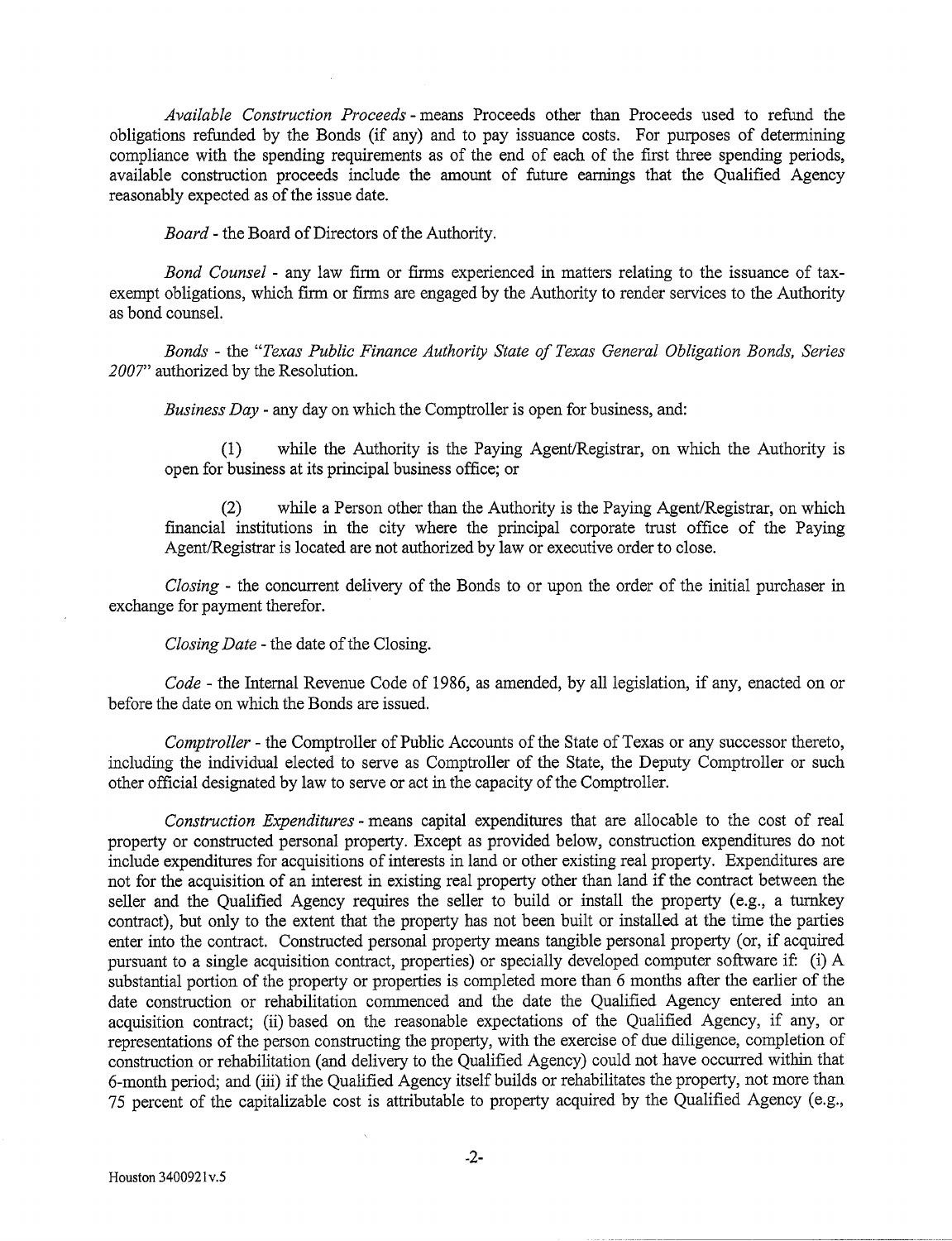*Available Construction Proceeds* - means Proceeds other than Proceeds used to refund the obligations refunded by the Bonds (if any) and to pay issuance costs. For purposes of determining compliance with the spending requirements as of the end of each of the first three spending periods, available construction proceeds include the amount of future earnings that the Qualified Agency reasonably expected as of the issue date.

*Board* - the Board of Directors of the Authority.

*Bond Counsel* - any law firm or firms experienced in matters relating to the issuance of tax-exempt obligations, which firm or firms are engaged by the Authority to render services to the Authority as bond counsel.

*Bonds* - the "*Texas Public Finance Authority State of Texas General Obligation Bonds, Series 2007*" authorized by the Resolution.

*Business Day* - any day on which the Comptroller is open for business, and:

(1) while the Authority is the Paying Agent/Registrar, on which the Authority is open for business at its principal business office; or

(2) while a Person other than the Authority is the Paying Agent/Registrar, on which financial institutions in the city where the principal corporate trust office of the Paying Agent/Registrar is located are not authorized by law or executive order to close.

*Closing* - the concurrent delivery of the Bonds to or upon the order of the initial purchaser in exchange for payment therefor.

*Closing Date* - the date of the Closing.

*Code* - the Internal Revenue Code of 1986, as amended, by all legislation, if any, enacted on or before the date on which the Bonds are issued.

*Comptroller* - the Comptroller of Public Accounts of the State of Texas or any successor thereto, including the individual elected to serve as Comptroller of the State, the Deputy Comptroller or such other official designated by law to serve or act in the capacity of the Comptroller.

*Construction Expenditures* - means capital expenditures that are allocable to the cost of real property or constructed personal property. Except as provided below, construction expenditures do not include expenditures for acquisitions of interests in land or other existing real property. Expenditures are not for the acquisition of an interest in existing real property other than land if the contract between the seller and the Qualified Agency requires the seller to build or install the property (e.g., a turnkey contract), but only to the extent that the property has not been built or installed at the time the parties enter into the contract. Constructed personal property means tangible personal property (or, if acquired pursuant to a single acquisition contract, properties) or specially developed computer software if: (i) A substantial portion of the property or properties is completed more than 6 months after the earlier of the date construction or rehabilitation commenced and the date the Qualified Agency entered into an acquisition contract; (ii) based on the reasonable expectations of the Qualified Agency, if any, or representations of the person constructing the property, with the exercise of due diligence, completion of construction or rehabilitation (and delivery to the Qualified Agency) could not have occurred within that 6-month period; and (iii) if the Qualified Agency itself builds or rehabilitates the property, not more than 75 percent of the capitalizable cost is attributable to property acquired by the Qualified Agency (e.g.,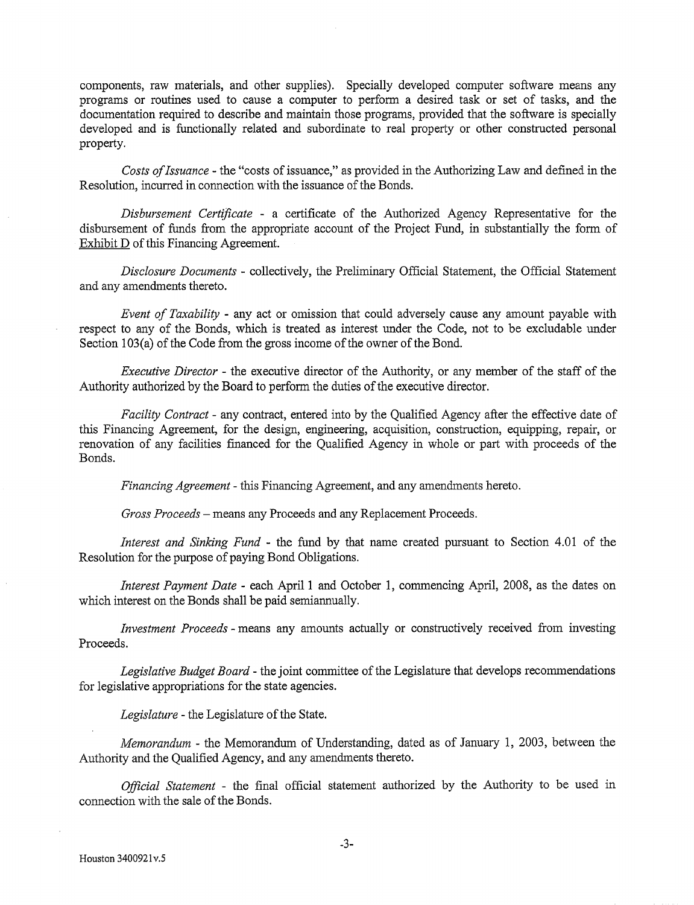components, raw materials, and other supplies). Specially developed computer software means any programs or routines used to cause a computer to perform a desired task or set of tasks, and the documentation required to describe and maintain those programs, provided that the software is specially developed and is functionally related and subordinate to real property or other constructed personal property.

*Costs of Issuance* - the "costs of issuance," as provided in the Authorizing Law and defined in the Resolution, incurred in connection with the issuance of the Bonds.

*Disbursement Certificate* - a certificate of the Authorized Agency Representative for the disbursement of funds from the appropriate account of the Project Fund, in substantially the form of Exhibit D of this Financing Agreement.

*Disclosure Documents* - collectively, the Preliminary Official Statement, the Official Statement and any amendments thereto.

*Event of Taxability* - any act or omission that could adversely cause any amount payable with respect to any of the Bonds, which is treated as interest under the Code, not to be excludable under Section 103(a) of the Code from the gross income of the owner of the Bond.

*Executive Director* - the executive director of the Authority, or any member of the staff of the Authority authorized by the Board to perform the duties of the executive director.

*Facility Contract* - any contract, entered into by the Qualified Agency after the effective date of this Financing Agreement, for the design, engineering, acquisition, construction, equipping, repair, or renovation of any facilities financed for the Qualified Agency in whole or part with proceeds of the Bonds.

*Financing Agreement* - this Financing Agreement, and any amendments hereto.

*Gross Proceeds* – means any Proceeds and any Replacement Proceeds.

*Interest and Sinking Fund* - the fund by that name created pursuant to Section 4.01 of the Resolution for the purpose of paying Bond Obligations.

*Interest Payment Date* - each April 1 and October 1, commencing April, 2008, as the dates on which interest on the Bonds shall be paid semiannually.

*Investment Proceeds* - means any amounts actually or constructively received from investing Proceeds.

*Legislative Budget Board* - the joint committee of the Legislature that develops recommendations for legislative appropriations for the state agencies.

*Legislature* - the Legislature of the State.

*Memorandum* - the Memorandum of Understanding, dated as of January 1, 2003, between the Authority and the Qualified Agency, and any amendments thereto.

*Official Statement* - the final official statement authorized by the Authority to be used in connection with the sale of the Bonds.

Houston 3400921v.5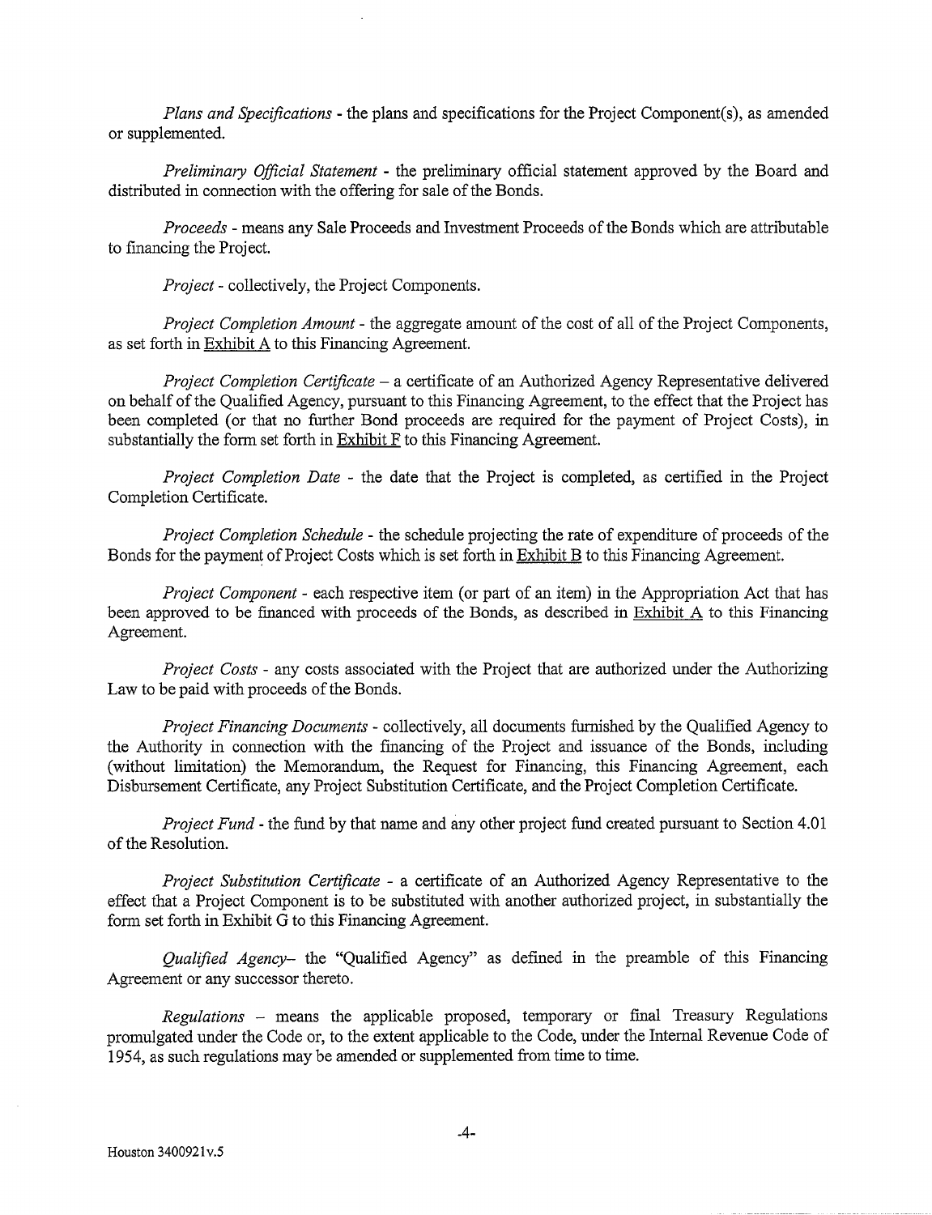*Plans and Specifications* - the plans and specifications for the Project Component(s), as amended or supplemented.

*Preliminary Official Statement* - the preliminary official statement approved by the Board and distributed in connection with the offering for sale of the Bonds.

*Proceeds* - means any Sale Proceeds and Investment Proceeds of the Bonds which are attributable to financing the Project.

*Project* - collectively, the Project Components.

*Project Completion Amount* - the aggregate amount of the cost of all of the Project Components, as set forth in Exhibit A to this Financing Agreement.

*Project Completion Certificate* – a certificate of an Authorized Agency Representative delivered on behalf of the Qualified Agency, pursuant to this Financing Agreement, to the effect that the Project has been completed (or that no further Bond proceeds are required for the payment of Project Costs), in substantially the form set forth in Exhibit F to this Financing Agreement.

*Project Completion Date* - the date that the Project is completed, as certified in the Project Completion Certificate.

*Project Completion Schedule* - the schedule projecting the rate of expenditure of proceeds of the Bonds for the payment of Project Costs which is set forth in Exhibit B to this Financing Agreement.

*Project Component* - each respective item (or part of an item) in the Appropriation Act that has been approved to be financed with proceeds of the Bonds, as described in Exhibit A to this Financing Agreement.

*Project Costs* - any costs associated with the Project that are authorized under the Authorizing Law to be paid with proceeds of the Bonds.

*Project Financing Documents* - collectively, all documents furnished by the Qualified Agency to the Authority in connection with the financing of the Project and issuance of the Bonds, including (without limitation) the Memorandum, the Request for Financing, this Financing Agreement, each Disbursement Certificate, any Project Substitution Certificate, and the Project Completion Certificate.

*Project Fund* - the fund by that name and any other project fund created pursuant to Section 4.01 of the Resolution.

*Project Substitution Certificate* - a certificate of an Authorized Agency Representative to the effect that a Project Component is to be substituted with another authorized project, in substantially the form set forth in Exhibit G to this Financing Agreement.

*Qualified Agency*– the "Qualified Agency" as defined in the preamble of this Financing Agreement or any successor thereto.

*Regulations* – means the applicable proposed, temporary or final Treasury Regulations promulgated under the Code or, to the extent applicable to the Code, under the Internal Revenue Code of 1954, as such regulations may be amended or supplemented from time to time.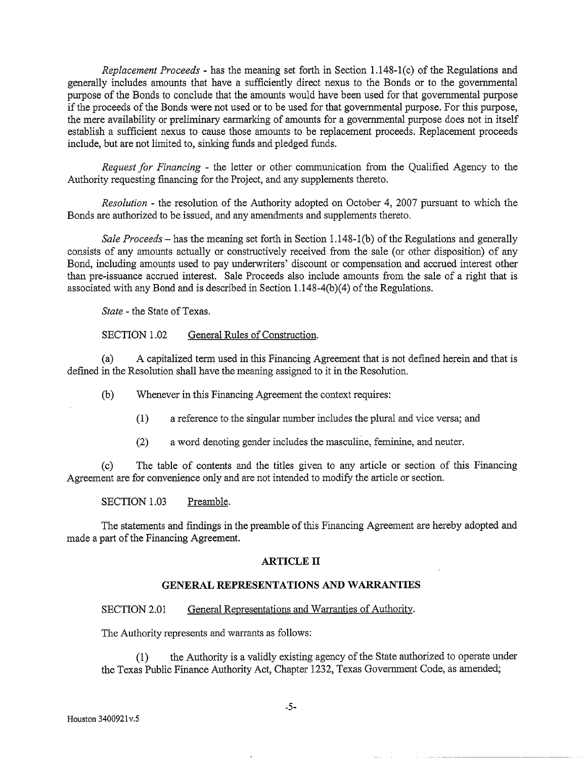*Replacement Proceeds* - has the meaning set forth in Section 1.148-1(c) of the Regulations and generally includes amounts that have a sufficiently direct nexus to the Bonds or to the governmental purpose of the Bonds to conclude that the amounts would have been used for that governmental purpose if the proceeds of the Bonds were not used or to be used for that governmental purpose. For this purpose, the mere availability or preliminary earmarking of amounts for a governmental purpose does not in itself establish a sufficient nexus to cause those amounts to be replacement proceeds. Replacement proceeds include, but are not limited to, sinking funds and pledged funds.

*Request for Financing* - the letter or other communication from the Qualified Agency to the Authority requesting financing for the Project, and any supplements thereto.

*Resolution* - the resolution of the Authority adopted on October 4, 2007 pursuant to which the Bonds are authorized to be issued, and any amendments and supplements thereto.

*Sale Proceeds* – has the meaning set forth in Section 1.148-1(b) of the Regulations and generally consists of any amounts actually or constructively received from the sale (or other disposition) of any Bond, including amounts used to pay underwriters' discount or compensation and accrued interest other than pre-issuance accrued interest. Sale Proceeds also include amounts from the sale of a right that is associated with any Bond and is described in Section 1.148-4(b)(4) of the Regulations.

*State* - the State of Texas.

SECTION 1.02 General Rules of Construction.

(a) A capitalized term used in this Financing Agreement that is not defined herein and that is defined in the Resolution shall have the meaning assigned to it in the Resolution.

(b) Whenever in this Financing Agreement the context requires:

(1) a reference to the singular number includes the plural and vice versa; and

(2) a word denoting gender includes the masculine, feminine, and neuter.

(c) The table of contents and the titles given to any article or section of this Financing Agreement are for convenience only and are not intended to modify the article or section.

SECTION 1.03 Preamble.

The statements and findings in the preamble of this Financing Agreement are hereby adopted and made a part of the Financing Agreement.

## ARTICLE II

## GENERAL REPRESENTATIONS AND WARRANTIES

SECTION 2.01 General Representations and Warranties of Authority.

The Authority represents and warrants as follows:

(1) the Authority is a validly existing agency of the State authorized to operate under the Texas Public Finance Authority Act, Chapter 1232, Texas Government Code, as amended;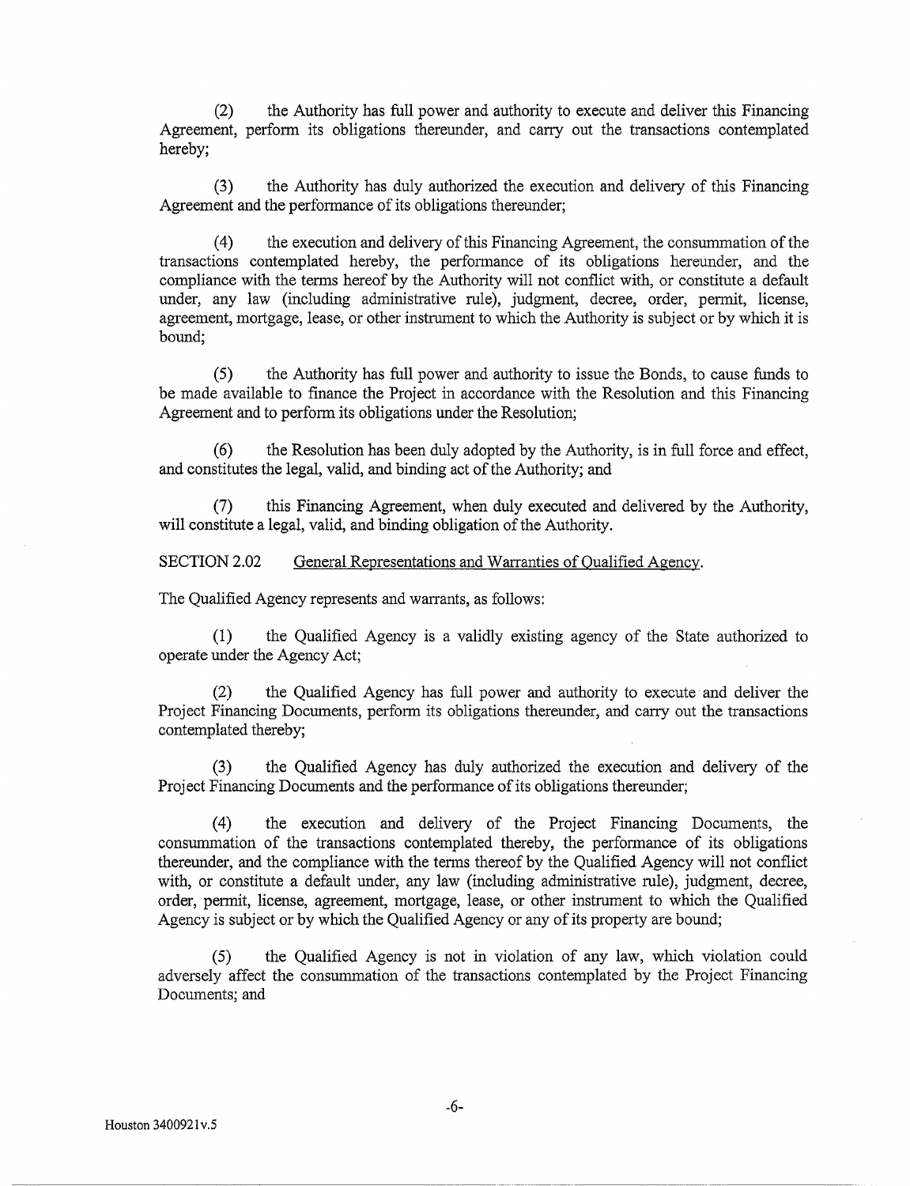(2) the Authority has full power and authority to execute and deliver this Financing Agreement, perform its obligations thereunder, and carry out the transactions contemplated hereby;

(3) the Authority has duly authorized the execution and delivery of this Financing Agreement and the performance of its obligations thereunder;

(4) the execution and delivery of this Financing Agreement, the consummation of the transactions contemplated hereby, the performance of its obligations hereunder, and the compliance with the terms hereof by the Authority will not conflict with, or constitute a default under, any law (including administrative rule), judgment, decree, order, permit, license, agreement, mortgage, lease, or other instrument to which the Authority is subject or by which it is bound;

(5) the Authority has full power and authority to issue the Bonds, to cause funds to be made available to finance the Project in accordance with the Resolution and this Financing Agreement and to perform its obligations under the Resolution;

(6) the Resolution has been duly adopted by the Authority, is in full force and effect, and constitutes the legal, valid, and binding act of the Authority; and

(7) this Financing Agreement, when duly executed and delivered by the Authority, will constitute a legal, valid, and binding obligation of the Authority.

SECTION 2.02 General Representations and Warranties of Qualified Agency.

The Qualified Agency represents and warrants, as follows:

(1) the Qualified Agency is a validly existing agency of the State authorized to operate under the Agency Act;

(2) the Qualified Agency has full power and authority to execute and deliver the Project Financing Documents, perform its obligations thereunder, and carry out the transactions contemplated thereby;

(3) the Qualified Agency has duly authorized the execution and delivery of the Project Financing Documents and the performance of its obligations thereunder;

(4) the execution and delivery of the Project Financing Documents, the consummation of the transactions contemplated thereby, the performance of its obligations thereunder, and the compliance with the terms thereof by the Qualified Agency will not conflict with, or constitute a default under, any law (including administrative rule), judgment, decree, order, permit, license, agreement, mortgage, lease, or other instrument to which the Qualified Agency is subject or by which the Qualified Agency or any of its property are bound;

(5) the Qualified Agency is not in violation of any law, which violation could adversely affect the consummation of the transactions contemplated by the Project Financing Documents; and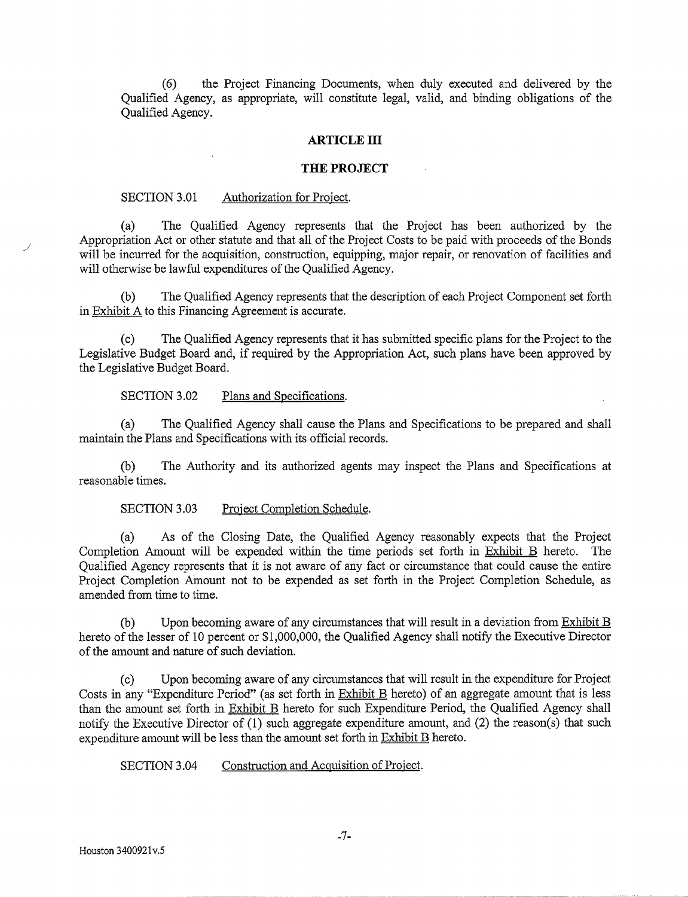(6) the Project Financing Documents, when duly executed and delivered by the Qualified Agency, as appropriate, will constitute legal, valid, and binding obligations of the Qualified Agency.

## ARTICLE III

## THE PROJECT

SECTION 3.01 Authorization for Project.

(a) The Qualified Agency represents that the Project has been authorized by the Appropriation Act or other statute and that all of the Project Costs to be paid with proceeds of the Bonds will be incurred for the acquisition, construction, equipping, major repair, or renovation of facilities and will otherwise be lawful expenditures of the Qualified Agency.

(b) The Qualified Agency represents that the description of each Project Component set forth in Exhibit A to this Financing Agreement is accurate.

(c) The Qualified Agency represents that it has submitted specific plans for the Project to the Legislative Budget Board and, if required by the Appropriation Act, such plans have been approved by the Legislative Budget Board.

SECTION 3.02 Plans and Specifications.

(a) The Qualified Agency shall cause the Plans and Specifications to be prepared and shall maintain the Plans and Specifications with its official records.

(b) The Authority and its authorized agents may inspect the Plans and Specifications at reasonable times.

SECTION 3.03 Project Completion Schedule.

(a) As of the Closing Date, the Qualified Agency reasonably expects that the Project Completion Amount will be expended within the time periods set forth in Exhibit B hereto. The Qualified Agency represents that it is not aware of any fact or circumstance that could cause the entire Project Completion Amount not to be expended as set forth in the Project Completion Schedule, as amended from time to time.

(b) Upon becoming aware of any circumstances that will result in a deviation from Exhibit B hereto of the lesser of 10 percent or $1,000,000, the Qualified Agency shall notify the Executive Director of the amount and nature of such deviation.

(c) Upon becoming aware of any circumstances that will result in the expenditure for Project Costs in any "Expenditure Period" (as set forth in Exhibit B hereto) of an aggregate amount that is less than the amount set forth in Exhibit B hereto for such Expenditure Period, the Qualified Agency shall notify the Executive Director of (1) such aggregate expenditure amount, and (2) the reason(s) that such expenditure amount will be less than the amount set forth in Exhibit B hereto.

SECTION 3.04 Construction and Acquisition of Project.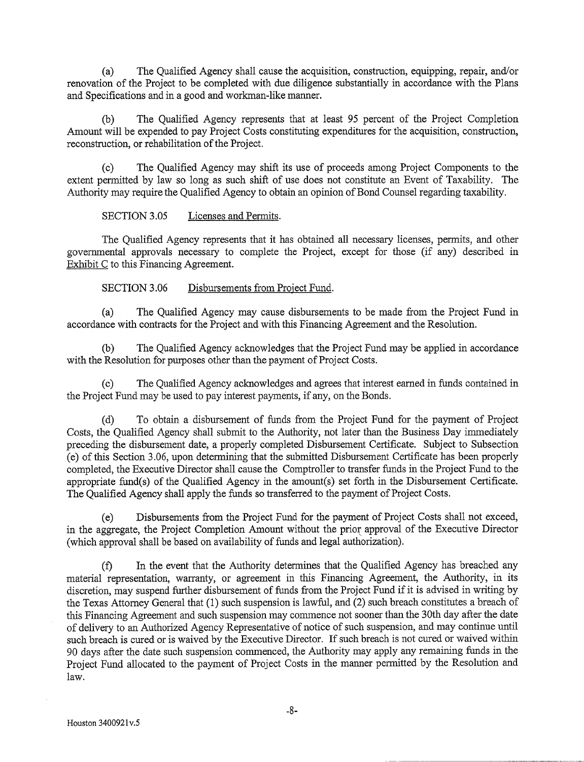(a) The Qualified Agency shall cause the acquisition, construction, equipping, repair, and/or renovation of the Project to be completed with due diligence substantially in accordance with the Plans and Specifications and in a good and workman-like manner.

(b) The Qualified Agency represents that at least 95 percent of the Project Completion Amount will be expended to pay Project Costs constituting expenditures for the acquisition, construction, reconstruction, or rehabilitation of the Project.

(c) The Qualified Agency may shift its use of proceeds among Project Components to the extent permitted by law so long as such shift of use does not constitute an Event of Taxability. The Authority may require the Qualified Agency to obtain an opinion of Bond Counsel regarding taxability.

SECTION 3.05 Licenses and Permits.

The Qualified Agency represents that it has obtained all necessary licenses, permits, and other governmental approvals necessary to complete the Project, except for those (if any) described in Exhibit C to this Financing Agreement.

SECTION 3.06 Disbursements from Project Fund.

(a) The Qualified Agency may cause disbursements to be made from the Project Fund in accordance with contracts for the Project and with this Financing Agreement and the Resolution.

(b) The Qualified Agency acknowledges that the Project Fund may be applied in accordance with the Resolution for purposes other than the payment of Project Costs.

(c) The Qualified Agency acknowledges and agrees that interest earned in funds contained in the Project Fund may be used to pay interest payments, if any, on the Bonds.

(d) To obtain a disbursement of funds from the Project Fund for the payment of Project Costs, the Qualified Agency shall submit to the Authority, not later than the Business Day immediately preceding the disbursement date, a properly completed Disbursement Certificate. Subject to Subsection (e) of this Section 3.06, upon determining that the submitted Disbursement Certificate has been properly completed, the Executive Director shall cause the Comptroller to transfer funds in the Project Fund to the appropriate fund(s) of the Qualified Agency in the amount(s) set forth in the Disbursement Certificate. The Qualified Agency shall apply the funds so transferred to the payment of Project Costs.

(e) Disbursements from the Project Fund for the payment of Project Costs shall not exceed, in the aggregate, the Project Completion Amount without the prior approval of the Executive Director (which approval shall be based on availability of funds and legal authorization).

(f) In the event that the Authority determines that the Qualified Agency has breached any material representation, warranty, or agreement in this Financing Agreement, the Authority, in its discretion, may suspend further disbursement of funds from the Project Fund if it is advised in writing by the Texas Attorney General that (1) such suspension is lawful, and (2) such breach constitutes a breach of this Financing Agreement and such suspension may commence not sooner than the 30th day after the date of delivery to an Authorized Agency Representative of notice of such suspension, and may continue until such breach is cured or is waived by the Executive Director. If such breach is not cured or waived within 90 days after the date such suspension commenced, the Authority may apply any remaining funds in the Project Fund allocated to the payment of Project Costs in the manner permitted by the Resolution and law.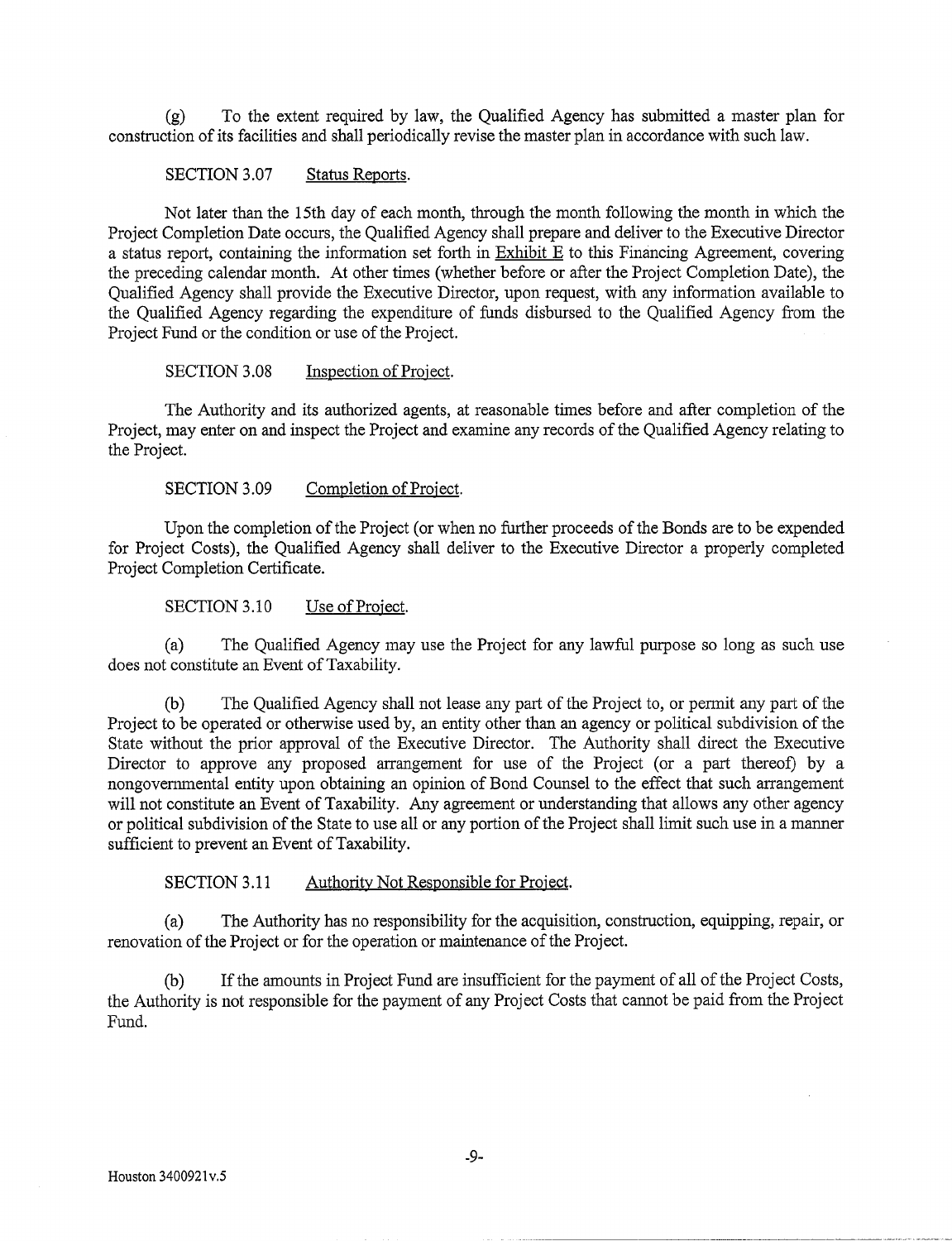(g) To the extent required by law, the Qualified Agency has submitted a master plan for construction of its facilities and shall periodically revise the master plan in accordance with such law.

SECTION 3.07 Status Reports.

Not later than the 15th day of each month, through the month following the month in which the Project Completion Date occurs, the Qualified Agency shall prepare and deliver to the Executive Director a status report, containing the information set forth in Exhibit E to this Financing Agreement, covering the preceding calendar month. At other times (whether before or after the Project Completion Date), the Qualified Agency shall provide the Executive Director, upon request, with any information available to the Qualified Agency regarding the expenditure of funds disbursed to the Qualified Agency from the Project Fund or the condition or use of the Project.

SECTION 3.08 Inspection of Project.

The Authority and its authorized agents, at reasonable times before and after completion of the Project, may enter on and inspect the Project and examine any records of the Qualified Agency relating to the Project.

SECTION 3.09 Completion of Project.

Upon the completion of the Project (or when no further proceeds of the Bonds are to be expended for Project Costs), the Qualified Agency shall deliver to the Executive Director a properly completed Project Completion Certificate.

SECTION 3.10 Use of Project.

(a) The Qualified Agency may use the Project for any lawful purpose so long as such use does not constitute an Event of Taxability.

(b) The Qualified Agency shall not lease any part of the Project to, or permit any part of the Project to be operated or otherwise used by, an entity other than an agency or political subdivision of the State without the prior approval of the Executive Director. The Authority shall direct the Executive Director to approve any proposed arrangement for use of the Project (or a part thereof) by a nongovernmental entity upon obtaining an opinion of Bond Counsel to the effect that such arrangement will not constitute an Event of Taxability. Any agreement or understanding that allows any other agency or political subdivision of the State to use all or any portion of the Project shall limit such use in a manner sufficient to prevent an Event of Taxability.

SECTION 3.11 Authority Not Responsible for Project.

(a) The Authority has no responsibility for the acquisition, construction, equipping, repair, or renovation of the Project or for the operation or maintenance of the Project.

(b) If the amounts in Project Fund are insufficient for the payment of all of the Project Costs, the Authority is not responsible for the payment of any Project Costs that cannot be paid from the Project Fund.

Houston 3400921v.5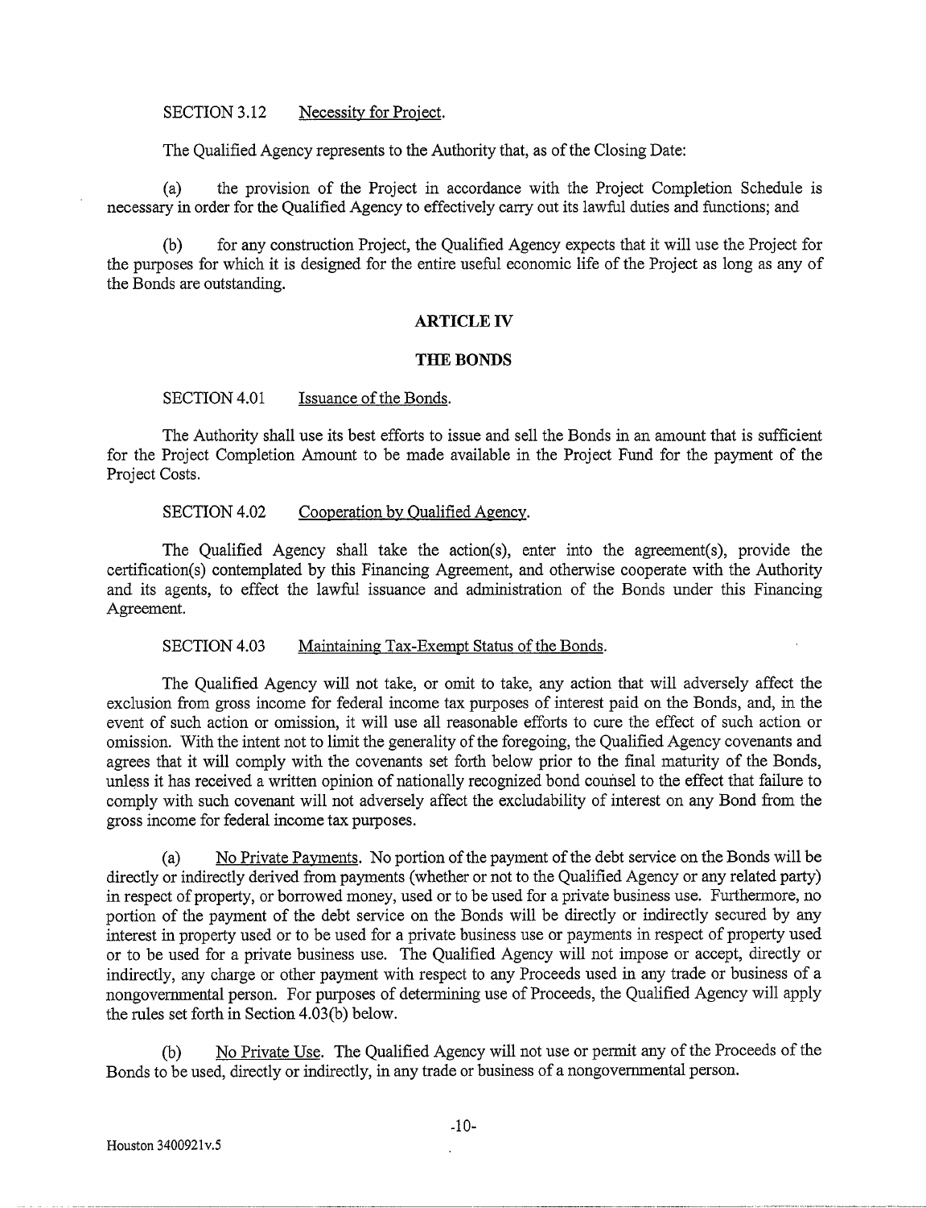SECTION 3.12 Necessity for Project.

The Qualified Agency represents to the Authority that, as of the Closing Date:

(a) the provision of the Project in accordance with the Project Completion Schedule is necessary in order for the Qualified Agency to effectively carry out its lawful duties and functions; and

(b) for any construction Project, the Qualified Agency expects that it will use the Project for the purposes for which it is designed for the entire useful economic life of the Project as long as any of the Bonds are outstanding.

## ARTICLE IV

## THE BONDS

SECTION 4.01 Issuance of the Bonds.

The Authority shall use its best efforts to issue and sell the Bonds in an amount that is sufficient for the Project Completion Amount to be made available in the Project Fund for the payment of the Project Costs.

SECTION 4.02 Cooperation by Qualified Agency.

The Qualified Agency shall take the action(s), enter into the agreement(s), provide the certification(s) contemplated by this Financing Agreement, and otherwise cooperate with the Authority and its agents, to effect the lawful issuance and administration of the Bonds under this Financing Agreement.

SECTION 4.03 Maintaining Tax-Exempt Status of the Bonds.

The Qualified Agency will not take, or omit to take, any action that will adversely affect the exclusion from gross income for federal income tax purposes of interest paid on the Bonds, and, in the event of such action or omission, it will use all reasonable efforts to cure the effect of such action or omission. With the intent not to limit the generality of the foregoing, the Qualified Agency covenants and agrees that it will comply with the covenants set forth below prior to the final maturity of the Bonds, unless it has received a written opinion of nationally recognized bond counsel to the effect that failure to comply with such covenant will not adversely affect the excludability of interest on any Bond from the gross income for federal income tax purposes.

(a) No Private Payments. No portion of the payment of the debt service on the Bonds will be directly or indirectly derived from payments (whether or not to the Qualified Agency or any related party) in respect of property, or borrowed money, used or to be used for a private business use. Furthermore, no portion of the payment of the debt service on the Bonds will be directly or indirectly secured by any interest in property used or to be used for a private business use or payments in respect of property used or to be used for a private business use. The Qualified Agency will not impose or accept, directly or indirectly, any charge or other payment with respect to any Proceeds used in any trade or business of a nongovernmental person. For purposes of determining use of Proceeds, the Qualified Agency will apply the rules set forth in Section 4.03(b) below.

(b) No Private Use. The Qualified Agency will not use or permit any of the Proceeds of the Bonds to be used, directly or indirectly, in any trade or business of a nongovernmental person.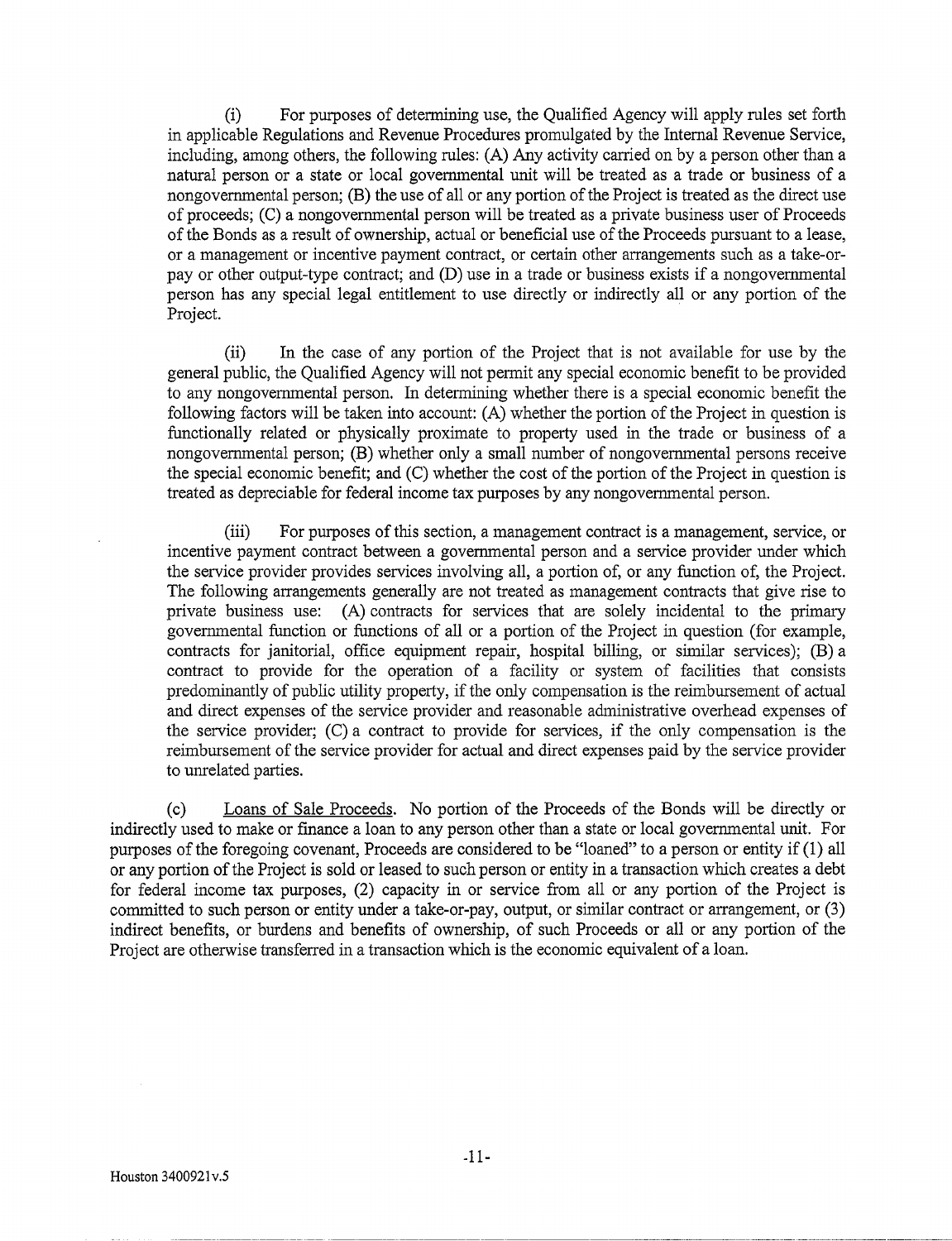(i) For purposes of determining use, the Qualified Agency will apply rules set forth in applicable Regulations and Revenue Procedures promulgated by the Internal Revenue Service, including, among others, the following rules: (A) Any activity carried on by a person other than a natural person or a state or local governmental unit will be treated as a trade or business of a nongovernmental person; (B) the use of all or any portion of the Project is treated as the direct use of proceeds; (C) a nongovernmental person will be treated as a private business user of Proceeds of the Bonds as a result of ownership, actual or beneficial use of the Proceeds pursuant to a lease, or a management or incentive payment contract, or certain other arrangements such as a take-or-pay or other output-type contract; and (D) use in a trade or business exists if a nongovernmental person has any special legal entitlement to use directly or indirectly all or any portion of the Project.

(ii) In the case of any portion of the Project that is not available for use by the general public, the Qualified Agency will not permit any special economic benefit to be provided to any nongovernmental person. In determining whether there is a special economic benefit the following factors will be taken into account: (A) whether the portion of the Project in question is functionally related or physically proximate to property used in the trade or business of a nongovernmental person; (B) whether only a small number of nongovernmental persons receive the special economic benefit; and (C) whether the cost of the portion of the Project in question is treated as depreciable for federal income tax purposes by any nongovernmental person.

(iii) For purposes of this section, a management contract is a management, service, or incentive payment contract between a governmental person and a service provider under which the service provider provides services involving all, a portion of, or any function of, the Project. The following arrangements generally are not treated as management contracts that give rise to private business use: (A) contracts for services that are solely incidental to the primary governmental function or functions of all or a portion of the Project in question (for example, contracts for janitorial, office equipment repair, hospital billing, or similar services); (B) a contract to provide for the operation of a facility or system of facilities that consists predominantly of public utility property, if the only compensation is the reimbursement of actual and direct expenses of the service provider and reasonable administrative overhead expenses of the service provider; (C) a contract to provide for services, if the only compensation is the reimbursement of the service provider for actual and direct expenses paid by the service provider to unrelated parties.

(c) Loans of Sale Proceeds. No portion of the Proceeds of the Bonds will be directly or indirectly used to make or finance a loan to any person other than a state or local governmental unit. For purposes of the foregoing covenant, Proceeds are considered to be "loaned" to a person or entity if (1) all or any portion of the Project is sold or leased to such person or entity in a transaction which creates a debt for federal income tax purposes, (2) capacity in or service from all or any portion of the Project is committed to such person or entity under a take-or-pay, output, or similar contract or arrangement, or (3) indirect benefits, or burdens and benefits of ownership, of such Proceeds or all or any portion of the Project are otherwise transferred in a transaction which is the economic equivalent of a loan.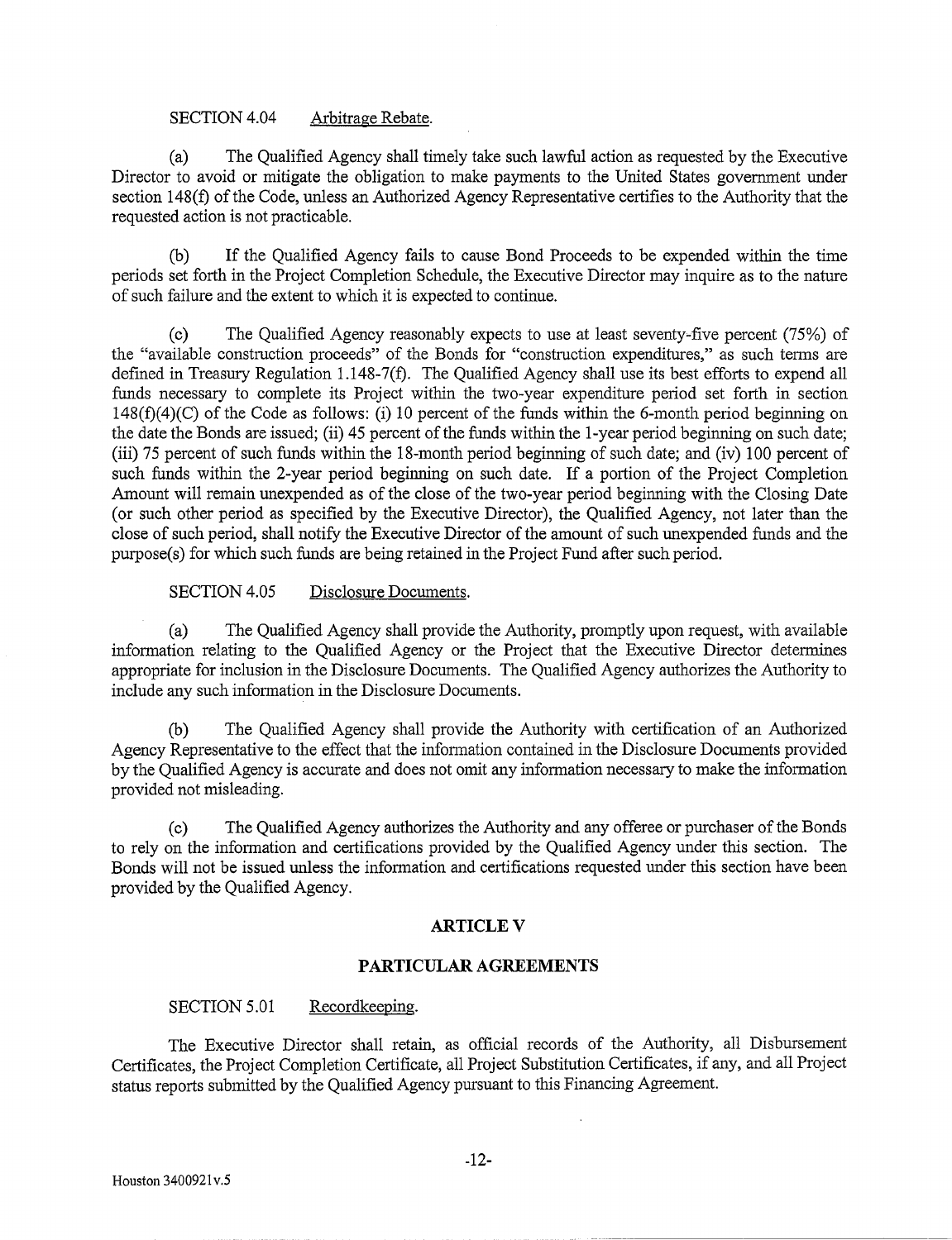SECTION 4.04 Arbitrage Rebate.

(a) The Qualified Agency shall timely take such lawful action as requested by the Executive Director to avoid or mitigate the obligation to make payments to the United States government under section 148(f) of the Code, unless an Authorized Agency Representative certifies to the Authority that the requested action is not practicable.

(b) If the Qualified Agency fails to cause Bond Proceeds to be expended within the time periods set forth in the Project Completion Schedule, the Executive Director may inquire as to the nature of such failure and the extent to which it is expected to continue.

(c) The Qualified Agency reasonably expects to use at least seventy-five percent (75%) of the "available construction proceeds" of the Bonds for "construction expenditures," as such terms are defined in Treasury Regulation 1.148-7(f). The Qualified Agency shall use its best efforts to expend all funds necessary to complete its Project within the two-year expenditure period set forth in section 148(f)(4)(C) of the Code as follows: (i) 10 percent of the funds within the 6-month period beginning on the date the Bonds are issued; (ii) 45 percent of the funds within the 1-year period beginning on such date; (iii) 75 percent of such funds within the 18-month period beginning of such date; and (iv) 100 percent of such funds within the 2-year period beginning on such date. If a portion of the Project Completion Amount will remain unexpended as of the close of the two-year period beginning with the Closing Date (or such other period as specified by the Executive Director), the Qualified Agency, not later than the close of such period, shall notify the Executive Director of the amount of such unexpended funds and the purpose(s) for which such funds are being retained in the Project Fund after such period.

SECTION 4.05 Disclosure Documents.

(a) The Qualified Agency shall provide the Authority, promptly upon request, with available information relating to the Qualified Agency or the Project that the Executive Director determines appropriate for inclusion in the Disclosure Documents. The Qualified Agency authorizes the Authority to include any such information in the Disclosure Documents.

(b) The Qualified Agency shall provide the Authority with certification of an Authorized Agency Representative to the effect that the information contained in the Disclosure Documents provided by the Qualified Agency is accurate and does not omit any information necessary to make the information provided not misleading.

(c) The Qualified Agency authorizes the Authority and any offeree or purchaser of the Bonds to rely on the information and certifications provided by the Qualified Agency under this section. The Bonds will not be issued unless the information and certifications requested under this section have been provided by the Qualified Agency.

## ARTICLE V

## PARTICULAR AGREEMENTS

SECTION 5.01 Recordkeeping.

The Executive Director shall retain, as official records of the Authority, all Disbursement Certificates, the Project Completion Certificate, all Project Substitution Certificates, if any, and all Project status reports submitted by the Qualified Agency pursuant to this Financing Agreement.

Houston 3400921v.5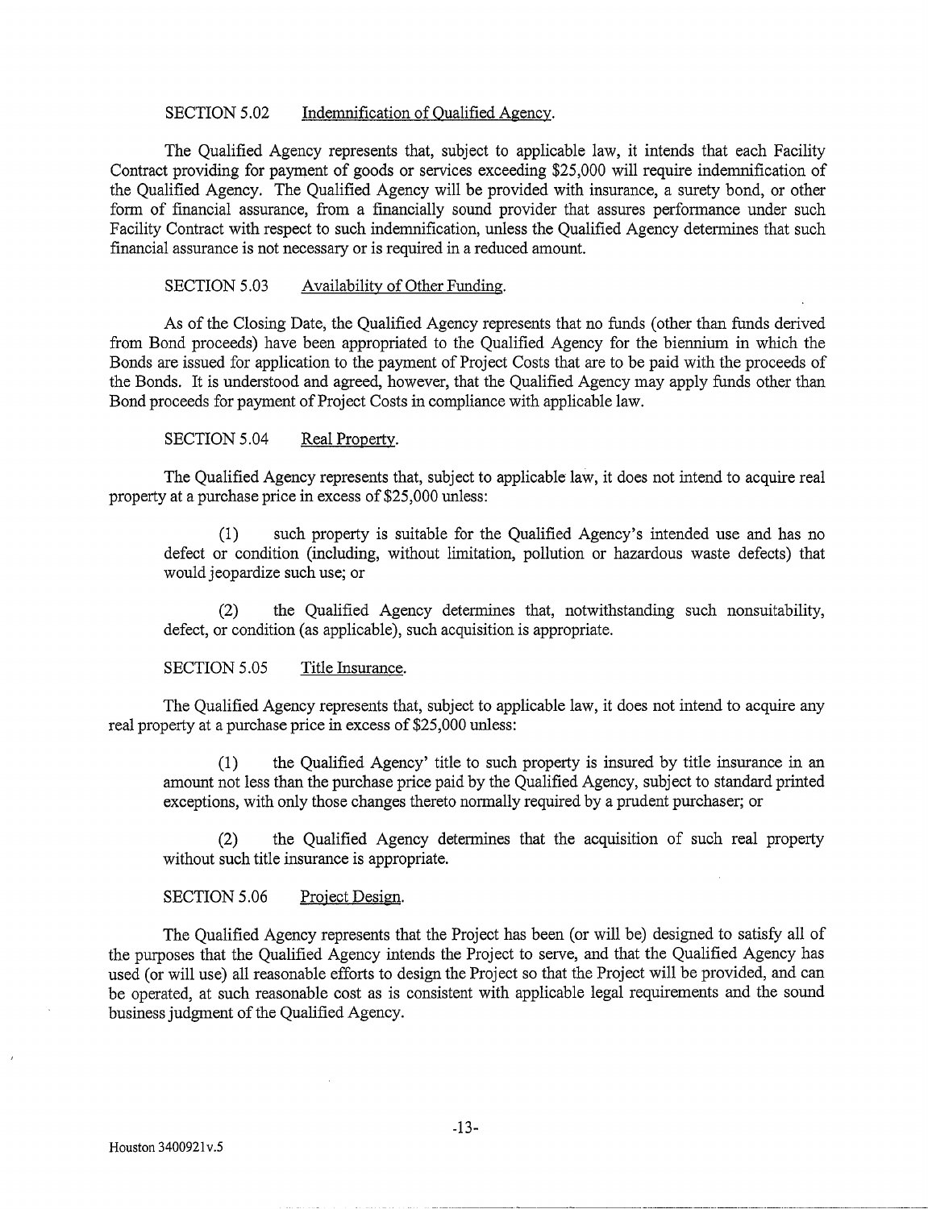SECTION 5.02 Indemnification of Qualified Agency.

The Qualified Agency represents that, subject to applicable law, it intends that each Facility Contract providing for payment of goods or services exceeding $25,000 will require indemnification of the Qualified Agency. The Qualified Agency will be provided with insurance, a surety bond, or other form of financial assurance, from a financially sound provider that assures performance under such Facility Contract with respect to such indemnification, unless the Qualified Agency determines that such financial assurance is not necessary or is required in a reduced amount.

SECTION 5.03 Availability of Other Funding.

As of the Closing Date, the Qualified Agency represents that no funds (other than funds derived from Bond proceeds) have been appropriated to the Qualified Agency for the biennium in which the Bonds are issued for application to the payment of Project Costs that are to be paid with the proceeds of the Bonds. It is understood and agreed, however, that the Qualified Agency may apply funds other than Bond proceeds for payment of Project Costs in compliance with applicable law.

SECTION 5.04 Real Property.

The Qualified Agency represents that, subject to applicable law, it does not intend to acquire real property at a purchase price in excess of $25,000 unless:

(1) such property is suitable for the Qualified Agency's intended use and has no defect or condition (including, without limitation, pollution or hazardous waste defects) that would jeopardize such use; or

(2) the Qualified Agency determines that, notwithstanding such nonsuitability, defect, or condition (as applicable), such acquisition is appropriate.

SECTION 5.05 Title Insurance.

The Qualified Agency represents that, subject to applicable law, it does not intend to acquire any real property at a purchase price in excess of $25,000 unless:

(1) the Qualified Agency' title to such property is insured by title insurance in an amount not less than the purchase price paid by the Qualified Agency, subject to standard printed exceptions, with only those changes thereto normally required by a prudent purchaser; or

(2) the Qualified Agency determines that the acquisition of such real property without such title insurance is appropriate.

SECTION 5.06 Project Design.

The Qualified Agency represents that the Project has been (or will be) designed to satisfy all of the purposes that the Qualified Agency intends the Project to serve, and that the Qualified Agency has used (or will use) all reasonable efforts to design the Project so that the Project will be provided, and can be operated, at such reasonable cost as is consistent with applicable legal requirements and the sound business judgment of the Qualified Agency.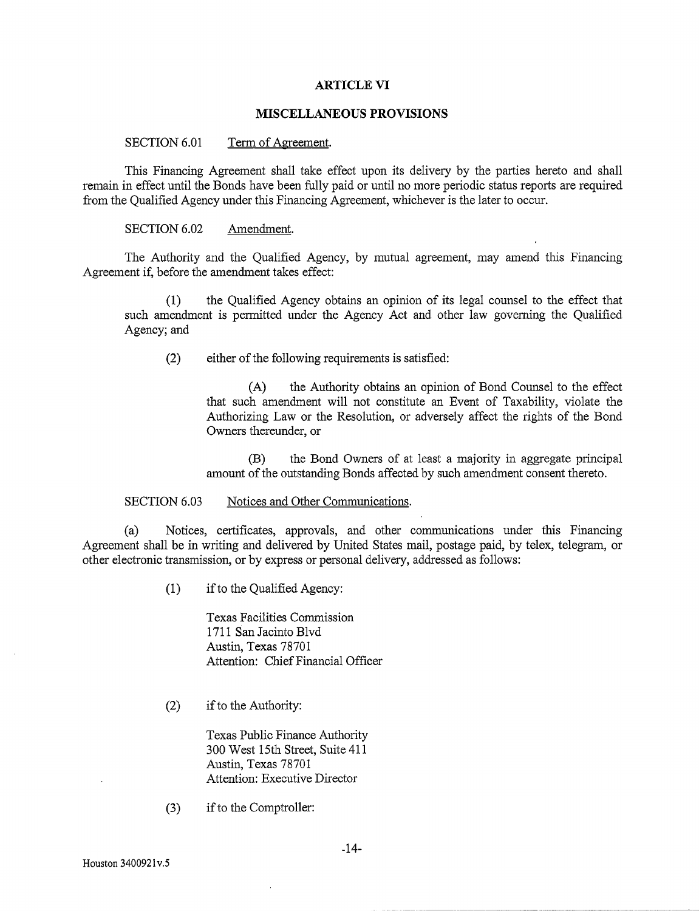# ARTICLE VI

## MISCELLANEOUS PROVISIONS

SECTION 6.01 Term of Agreement.

This Financing Agreement shall take effect upon its delivery by the parties hereto and shall remain in effect until the Bonds have been fully paid or until no more periodic status reports are required from the Qualified Agency under this Financing Agreement, whichever is the later to occur.

SECTION 6.02 Amendment.

The Authority and the Qualified Agency, by mutual agreement, may amend this Financing Agreement if, before the amendment takes effect:

(1) the Qualified Agency obtains an opinion of its legal counsel to the effect that such amendment is permitted under the Agency Act and other law governing the Qualified Agency; and

(2) either of the following requirements is satisfied:

(A) the Authority obtains an opinion of Bond Counsel to the effect that such amendment will not constitute an Event of Taxability, violate the Authorizing Law or the Resolution, or adversely affect the rights of the Bond Owners thereunder, or

(B) the Bond Owners of at least a majority in aggregate principal amount of the outstanding Bonds affected by such amendment consent thereto.

SECTION 6.03 Notices and Other Communications.

(a) Notices, certificates, approvals, and other communications under this Financing Agreement shall be in writing and delivered by United States mail, postage paid, by telex, telegram, or other electronic transmission, or by express or personal delivery, addressed as follows:

(1) if to the Qualified Agency:

Texas Facilities Commission
1711 San Jacinto Blvd
Austin, Texas 78701
Attention: Chief Financial Officer

(2) if to the Authority:

Texas Public Finance Authority
300 West 15th Street, Suite 411
Austin, Texas 78701
Attention: Executive Director

(3) if to the Comptroller: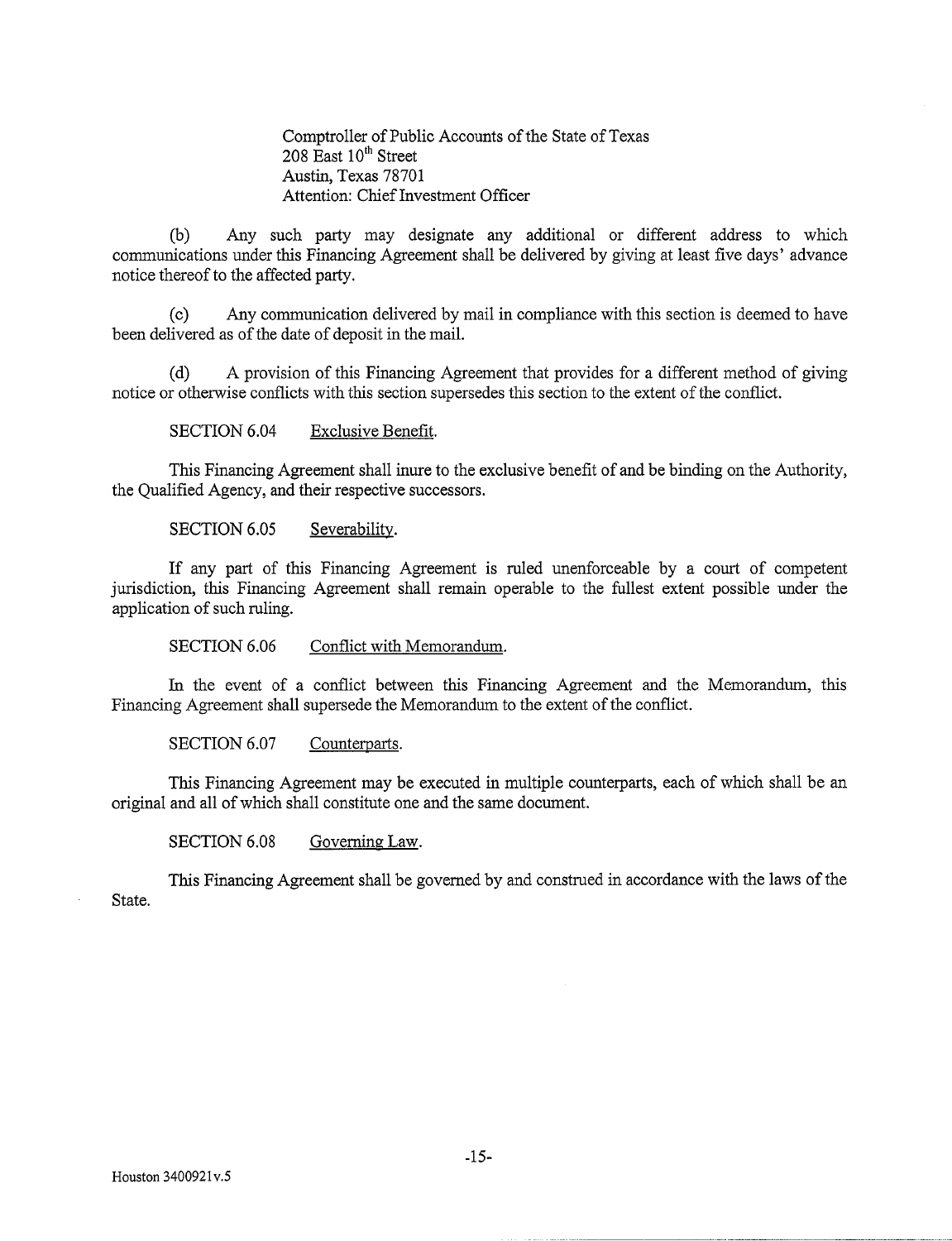Comptroller of Public Accounts of the State of Texas
208 East 10th Street
Austin, Texas 78701
Attention: Chief Investment Officer

(b) Any such party may designate any additional or different address to which communications under this Financing Agreement shall be delivered by giving at least five days' advance notice thereof to the affected party.

(c) Any communication delivered by mail in compliance with this section is deemed to have been delivered as of the date of deposit in the mail.

(d) A provision of this Financing Agreement that provides for a different method of giving notice or otherwise conflicts with this section supersedes this section to the extent of the conflict.

SECTION 6.04 Exclusive Benefit.

This Financing Agreement shall inure to the exclusive benefit of and be binding on the Authority, the Qualified Agency, and their respective successors.

SECTION 6.05 Severability.

If any part of this Financing Agreement is ruled unenforceable by a court of competent jurisdiction, this Financing Agreement shall remain operable to the fullest extent possible under the application of such ruling.

SECTION 6.06 Conflict with Memorandum.

In the event of a conflict between this Financing Agreement and the Memorandum, this Financing Agreement shall supersede the Memorandum to the extent of the conflict.

SECTION 6.07 Counterparts.

This Financing Agreement may be executed in multiple counterparts, each of which shall be an original and all of which shall constitute one and the same document.

SECTION 6.08 Governing Law.

This Financing Agreement shall be governed by and construed in accordance with the laws of the State.

Houston 3400921v.5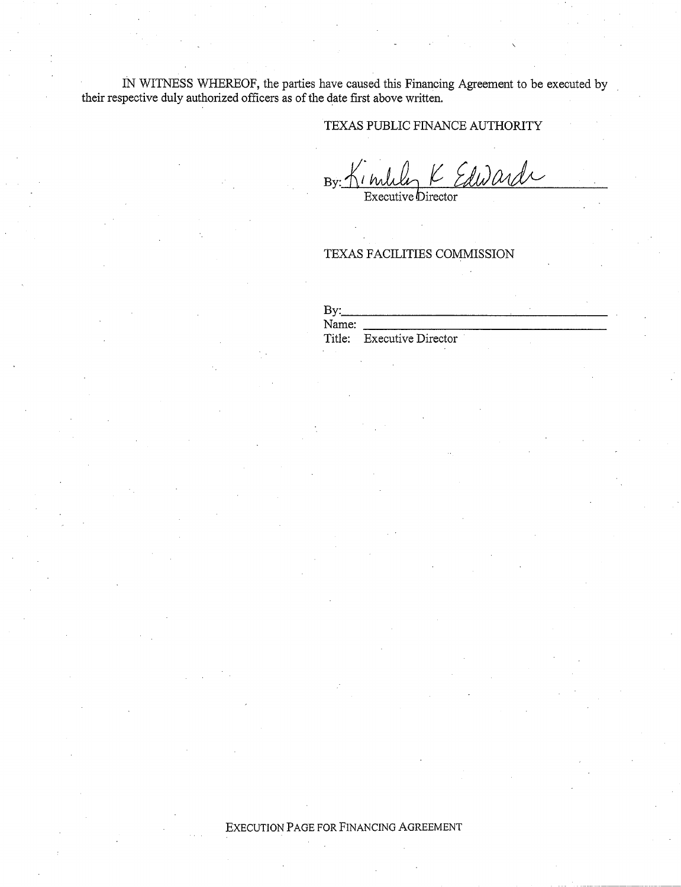IN WITNESS WHEREOF, the parties have caused this Financing Agreement to be executed by their respective duly authorized officers as of the date first above written.

TEXAS PUBLIC FINANCE AUTHORITY

By: Kimberly K Edwards
Executive Director

TEXAS FACILITIES COMMISSION

By:\_\_\_\_\_\_\_\_\_\_\_\_\_\_\_\_\_\_\_\_\_\_\_\_\_\_\_\_\_\_\_\_\_\_\_\_\_\_
Name: \_\_\_\_\_\_\_\_\_\_\_\_\_\_\_\_\_\_\_\_\_\_\_\_\_\_\_\_\_\_\_\_\_\_\_\_
Title: Executive Director

EXECUTION PAGE FOR FINANCING AGREEMENT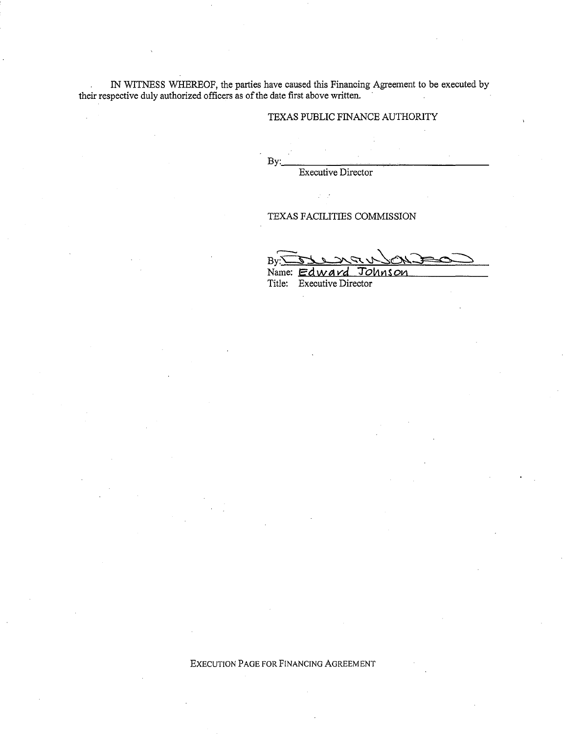IN WITNESS WHEREOF, the parties have caused this Financing Agreement to be executed by their respective duly authorized officers as of the date first above written.

TEXAS PUBLIC FINANCE AUTHORITY

By:\_\_\_\_\_\_\_\_\_\_\_\_\_\_\_\_\_\_\_\_\_\_\_\_\_\_\_\_\_\_\_\_\_\_\_\_\_\_\_\_
Executive Director

TEXAS FACILITIES COMMISSION

By:\_\_\_\_\_\_\_\_\_\_\_\_\_\_\_\_\_\_\_\_\_\_\_\_\_\_\_\_\_\_\_\_\_\_\_\_\_\_\_\_
Name: Edward Johnson
Title: Executive Director

EXECUTION PAGE FOR FINANCING AGREEMENT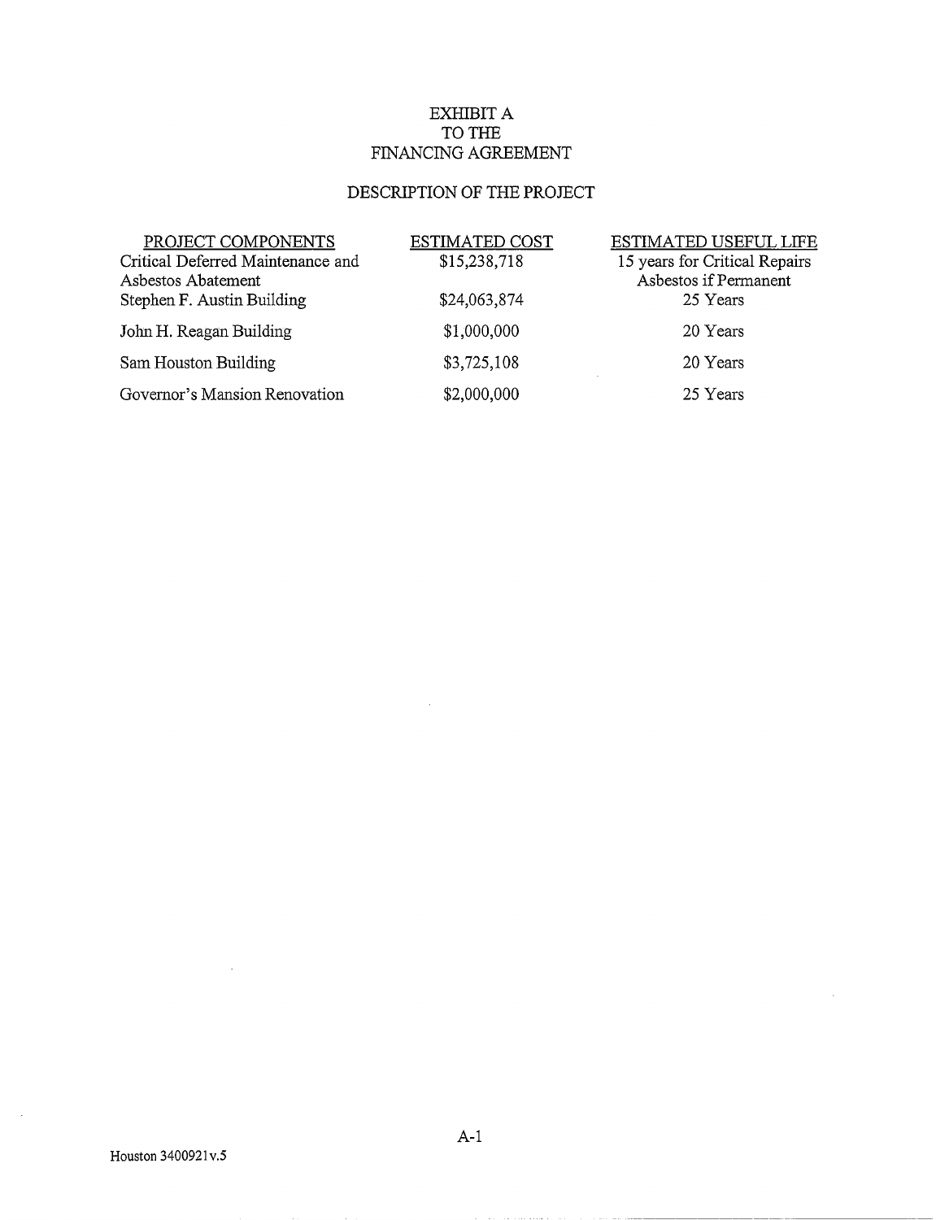# EXHIBIT A
# TO THE
# FINANCING AGREEMENT

## DESCRIPTION OF THE PROJECT

| PROJECT COMPONENTS | ESTIMATED COST | ESTIMATED USEFUL LIFE |
|---|---|---|
| Critical Deferred Maintenance and Asbestos Abatement | $15,238,718 | 15 years for Critical Repairs Asbestos if Permanent |
| Stephen F. Austin Building | $24,063,874 | 25 Years |
| John H. Reagan Building | $1,000,000 | 20 Years |
| Sam Houston Building | $3,725,108 | 20 Years |
| Governor's Mansion Renovation | $2,000,000 | 25 Years |

Houston 3400921v.5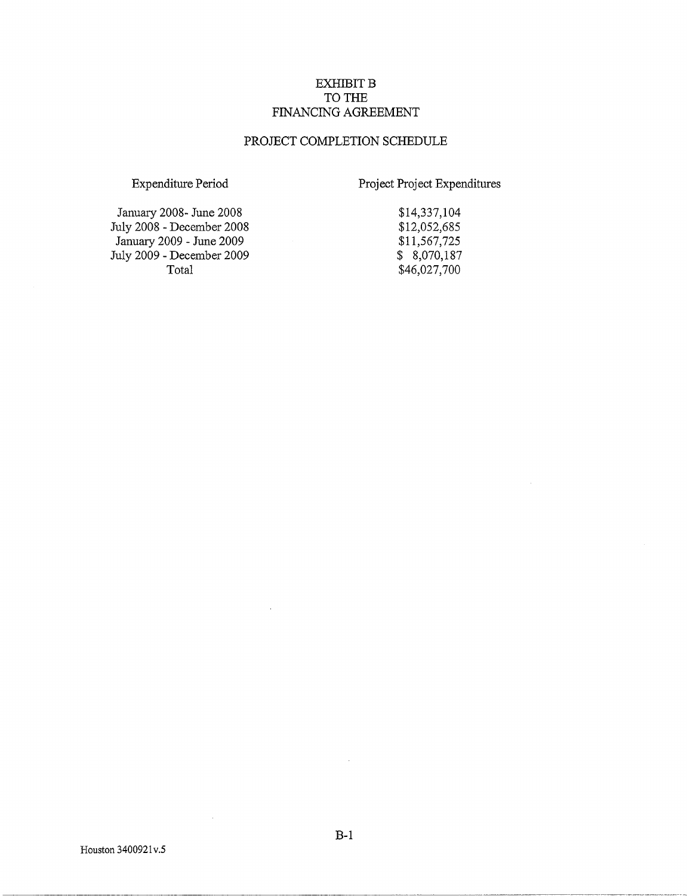# EXHIBIT B
# TO THE
# FINANCING AGREEMENT

## PROJECT COMPLETION SCHEDULE

| Expenditure Period | Project Project Expenditures |
|---|---|
| January 2008- June 2008 | $14,337,104 |
| July 2008 - December 2008 | $12,052,685 |
| January 2009 - June 2009 | $11,567,725 |
| July 2009 - December 2009 | $ 8,070,187 |
| Total | $46,027,700 |

B-1

Houston 3400921v.5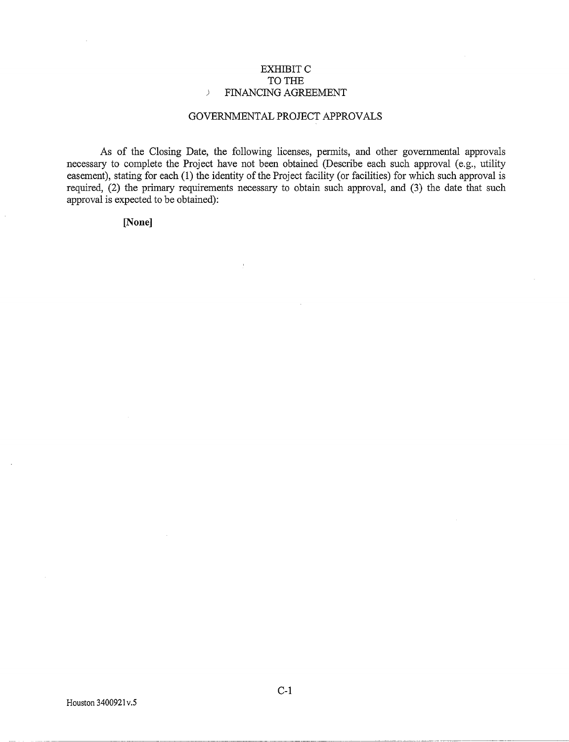# EXHIBIT C
# TO THE
# FINANCING AGREEMENT

## GOVERNMENTAL PROJECT APPROVALS

As of the Closing Date, the following licenses, permits, and other governmental approvals necessary to complete the Project have not been obtained (Describe each such approval (e.g., utility easement), stating for each (1) the identity of the Project facility (or facilities) for which such approval is required, (2) the primary requirements necessary to obtain such approval, and (3) the date that such approval is expected to be obtained):

**[None]**

Houston 3400921v.5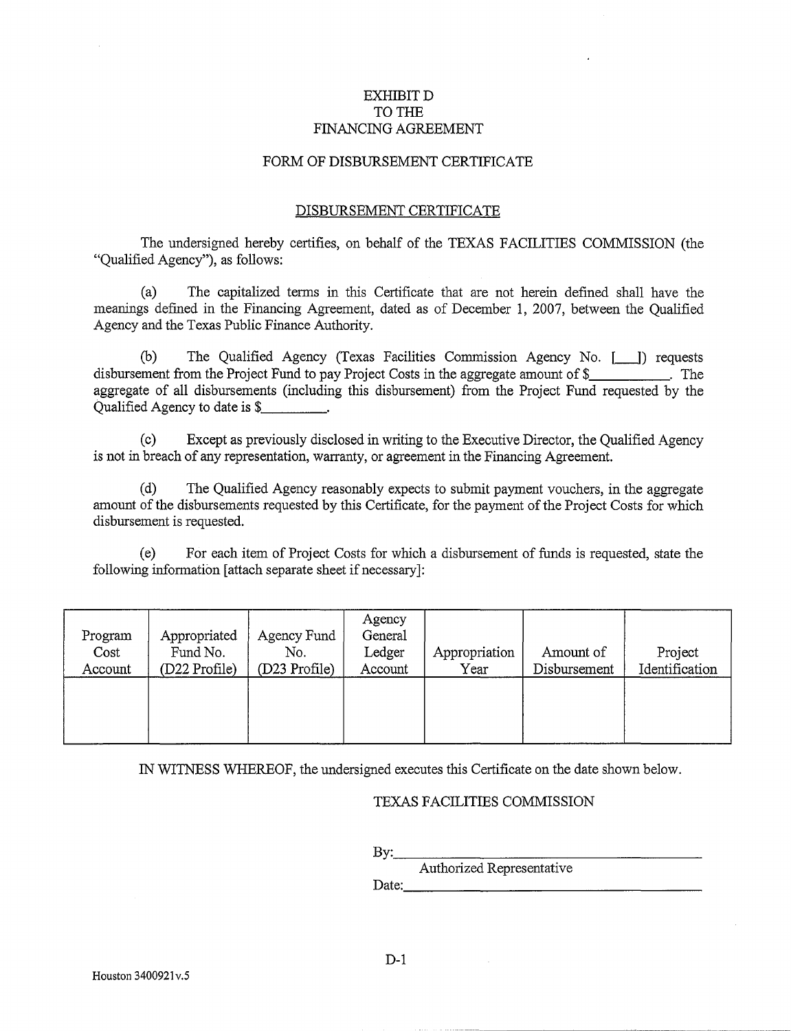# EXHIBIT D
# TO THE
# FINANCING AGREEMENT

## FORM OF DISBURSEMENT CERTIFICATE

### DISBURSEMENT CERTIFICATE

The undersigned hereby certifies, on behalf of the TEXAS FACILITIES COMMISSION (the "Qualified Agency"), as follows:

(a) The capitalized terms in this Certificate that are not herein defined shall have the meanings defined in the Financing Agreement, dated as of December 1, 2007, between the Qualified Agency and the Texas Public Finance Authority.

(b) The Qualified Agency (Texas Facilities Commission Agency No. [___]) requests disbursement from the Project Fund to pay Project Costs in the aggregate amount of $___________. The aggregate of all disbursements (including this disbursement) from the Project Fund requested by the Qualified Agency to date is $_________.

(c) Except as previously disclosed in writing to the Executive Director, the Qualified Agency is not in breach of any representation, warranty, or agreement in the Financing Agreement.

(d) The Qualified Agency reasonably expects to submit payment vouchers, in the aggregate amount of the disbursements requested by this Certificate, for the payment of the Project Costs for which disbursement is requested.

(e) For each item of Project Costs for which a disbursement of funds is requested, state the following information [attach separate sheet if necessary]:

| Program Cost Account | Appropriated Fund No. (D22 Profile) | Agency Fund No. (D23 Profile) | Agency General Ledger Account | Appropriation Year | Amount of Disbursement | Project Identification |
|---|---|---|---|---|---|---|
| | | | | | | |

IN WITNESS WHEREOF, the undersigned executes this Certificate on the date shown below.

TEXAS FACILITIES COMMISSION

By:_______________________________________
Authorized Representative

Date:_____________________________________

Houston 3400921v.5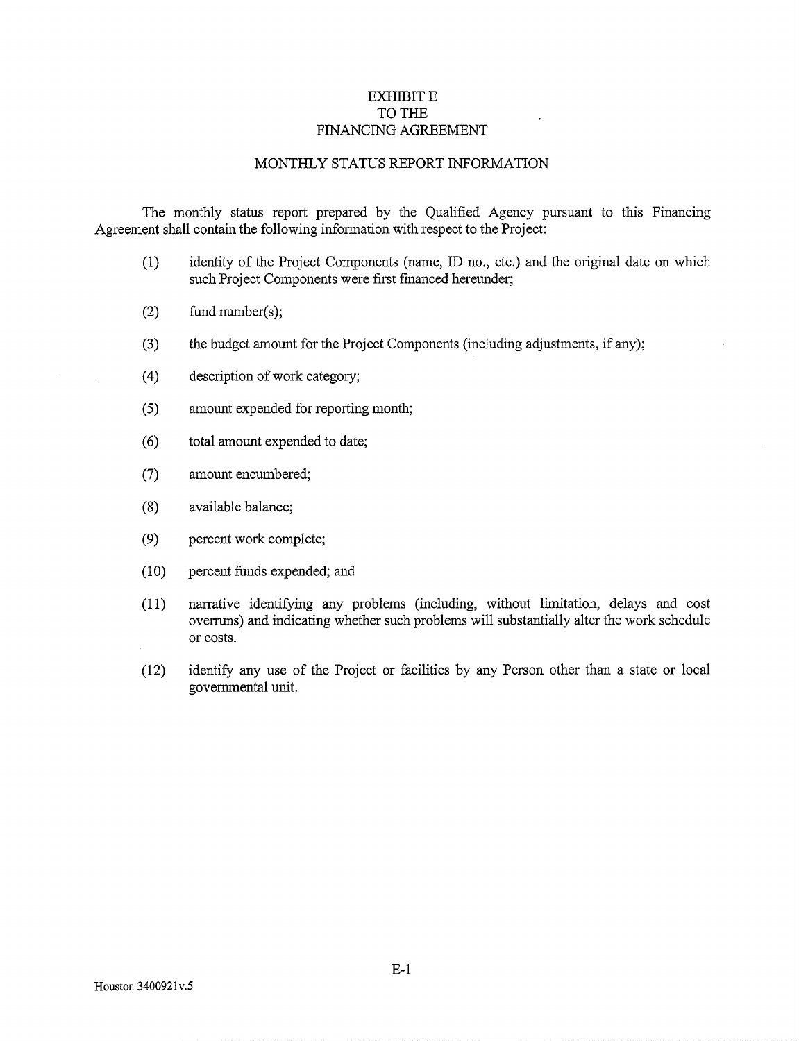# EXHIBIT E
# TO THE
# FINANCING AGREEMENT

## MONTHLY STATUS REPORT INFORMATION

The monthly status report prepared by the Qualified Agency pursuant to this Financing Agreement shall contain the following information with respect to the Project:

(1) identity of the Project Components (name, ID no., etc.) and the original date on which such Project Components were first financed hereunder;

(2) fund number(s);

(3) the budget amount for the Project Components (including adjustments, if any);

(4) description of work category;

(5) amount expended for reporting month;

(6) total amount expended to date;

(7) amount encumbered;

(8) available balance;

(9) percent work complete;

(10) percent funds expended; and

(11) narrative identifying any problems (including, without limitation, delays and cost overruns) and indicating whether such problems will substantially alter the work schedule or costs.

(12) identify any use of the Project or facilities by any Person other than a state or local governmental unit.

Houston 3400921v.5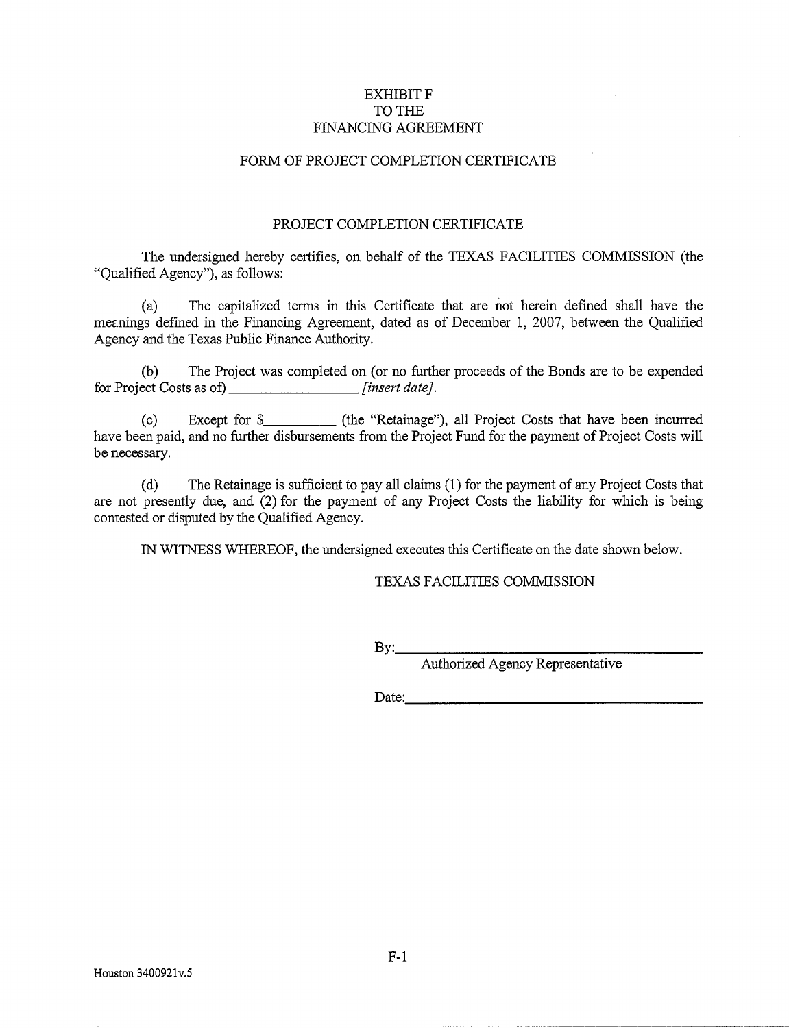# EXHIBIT F
# TO THE
# FINANCING AGREEMENT

## FORM OF PROJECT COMPLETION CERTIFICATE

### PROJECT COMPLETION CERTIFICATE

The undersigned hereby certifies, on behalf of the TEXAS FACILITIES COMMISSION (the "Qualified Agency"), as follows:

(a) The capitalized terms in this Certificate that are not herein defined shall have the meanings defined in the Financing Agreement, dated as of December 1, 2007, between the Qualified Agency and the Texas Public Finance Authority.

(b) The Project was completed on (or no further proceeds of the Bonds are to be expended for Project Costs as of) ________________ *[insert date].*

(c) Except for $__________ (the "Retainage"), all Project Costs that have been incurred have been paid, and no further disbursements from the Project Fund for the payment of Project Costs will be necessary.

(d) The Retainage is sufficient to pay all claims (1) for the payment of any Project Costs that are not presently due, and (2) for the payment of any Project Costs the liability for which is being contested or disputed by the Qualified Agency.

IN WITNESS WHEREOF, the undersigned executes this Certificate on the date shown below.

TEXAS FACILITIES COMMISSION

By:________________________________________
Authorized Agency Representative

Date:________________________________________

Houston 3400921v.5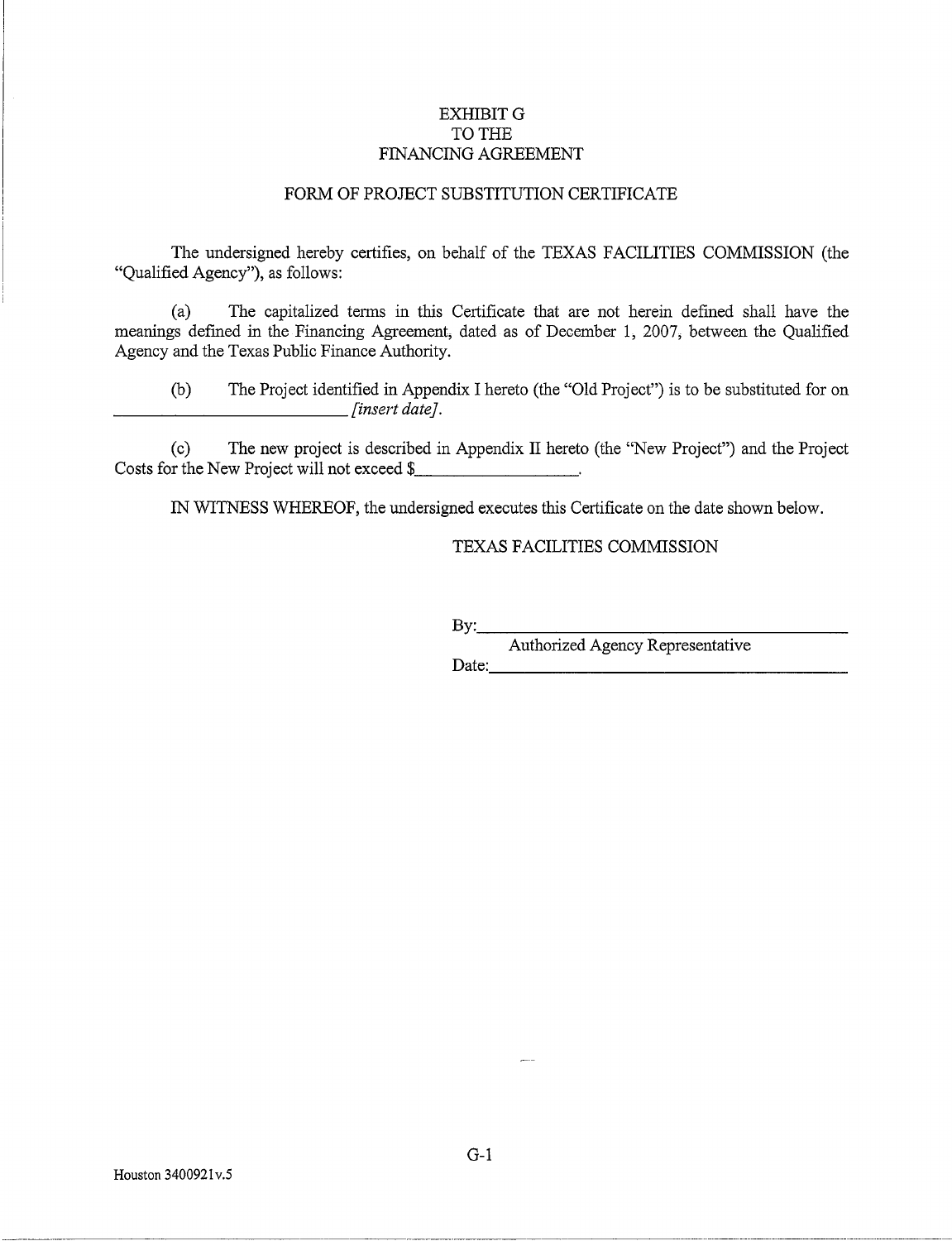# EXHIBIT G
# TO THE
# FINANCING AGREEMENT

## FORM OF PROJECT SUBSTITUTION CERTIFICATE

The undersigned hereby certifies, on behalf of the TEXAS FACILITIES COMMISSION (the "Qualified Agency"), as follows:

(a) The capitalized terms in this Certificate that are not herein defined shall have the meanings defined in the Financing Agreement, dated as of December 1, 2007, between the Qualified Agency and the Texas Public Finance Authority.

(b) The Project identified in Appendix I hereto (the "Old Project") is to be substituted for on \_\_\_\_\_\_\_\_\_\_\_\_\_\_\_\_\_\_\_\_\_\_\_\_\_\_ *[insert date]*.

(c) The new project is described in Appendix II hereto (the "New Project") and the Project Costs for the New Project will not exceed $\_\_\_\_\_\_\_\_\_\_\_\_\_\_\_\_\_\_.

IN WITNESS WHEREOF, the undersigned executes this Certificate on the date shown below.

TEXAS FACILITIES COMMISSION

By:\_\_\_\_\_\_\_\_\_\_\_\_\_\_\_\_\_\_\_\_\_\_\_\_\_\_\_\_\_\_\_\_\_\_\_\_\_\_\_\_
Authorized Agency Representative

Date:\_\_\_\_\_\_\_\_\_\_\_\_\_\_\_\_\_\_\_\_\_\_\_\_\_\_\_\_\_\_\_\_\_\_\_\_\_\_

G-1

Houston 3400921v.5